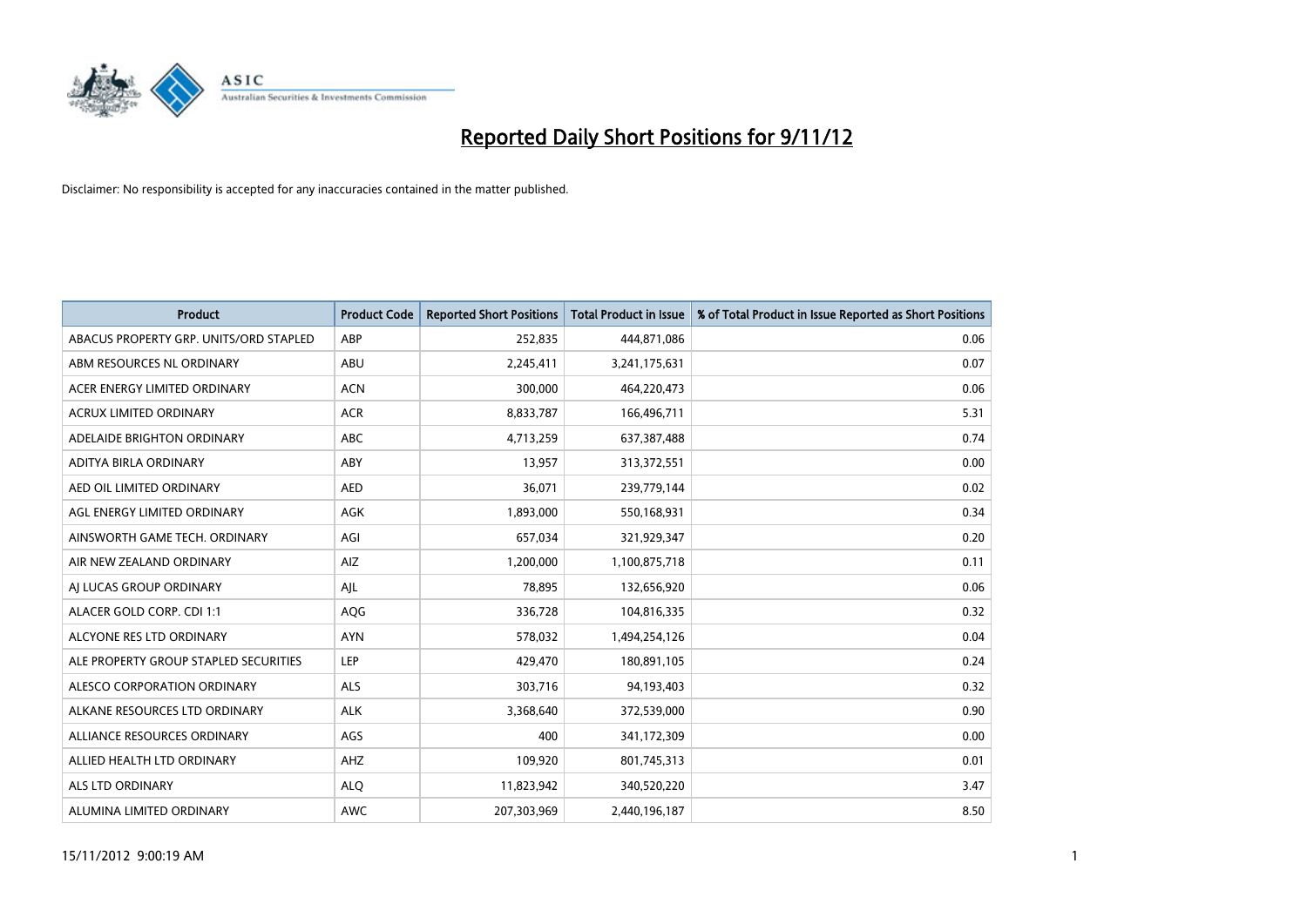# Reported Daily Short Positions for 9/11/12

Disclaimer: No responsibility is accepted for any inaccuracies contained in the matter published.

| Product | Product Code | Reported Short Positions | Total Product in Issue | % of Total Product in Issue Reported as Short Positions |
|---|---|---|---|---|
| ABACUS PROPERTY GRP. UNITS/ORD STAPLED | ABP | 252,835 | 444,871,086 | 0.06 |
| ABM RESOURCES NL ORDINARY | ABU | 2,245,411 | 3,241,175,631 | 0.07 |
| ACER ENERGY LIMITED ORDINARY | ACN | 300,000 | 464,220,473 | 0.06 |
| ACRUX LIMITED ORDINARY | ACR | 8,833,787 | 166,496,711 | 5.31 |
| ADELAIDE BRIGHTON ORDINARY | ABC | 4,713,259 | 637,387,488 | 0.74 |
| ADITYA BIRLA ORDINARY | ABY | 13,957 | 313,372,551 | 0.00 |
| AED OIL LIMITED ORDINARY | AED | 36,071 | 239,779,144 | 0.02 |
| AGL ENERGY LIMITED ORDINARY | AGK | 1,893,000 | 550,168,931 | 0.34 |
| AINSWORTH GAME TECH. ORDINARY | AGI | 657,034 | 321,929,347 | 0.20 |
| AIR NEW ZEALAND ORDINARY | AIZ | 1,200,000 | 1,100,875,718 | 0.11 |
| AJ LUCAS GROUP ORDINARY | AJL | 78,895 | 132,656,920 | 0.06 |
| ALACER GOLD CORP. CDI 1:1 | AQG | 336,728 | 104,816,335 | 0.32 |
| ALCYONE RES LTD ORDINARY | AYN | 578,032 | 1,494,254,126 | 0.04 |
| ALE PROPERTY GROUP STAPLED SECURITIES | LEP | 429,470 | 180,891,105 | 0.24 |
| ALESCO CORPORATION ORDINARY | ALS | 303,716 | 94,193,403 | 0.32 |
| ALKANE RESOURCES LTD ORDINARY | ALK | 3,368,640 | 372,539,000 | 0.90 |
| ALLIANCE RESOURCES ORDINARY | AGS | 400 | 341,172,309 | 0.00 |
| ALLIED HEALTH LTD ORDINARY | AHZ | 109,920 | 801,745,313 | 0.01 |
| ALS LTD ORDINARY | ALQ | 11,823,942 | 340,520,220 | 3.47 |
| ALUMINA LIMITED ORDINARY | AWC | 207,303,969 | 2,440,196,187 | 8.50 |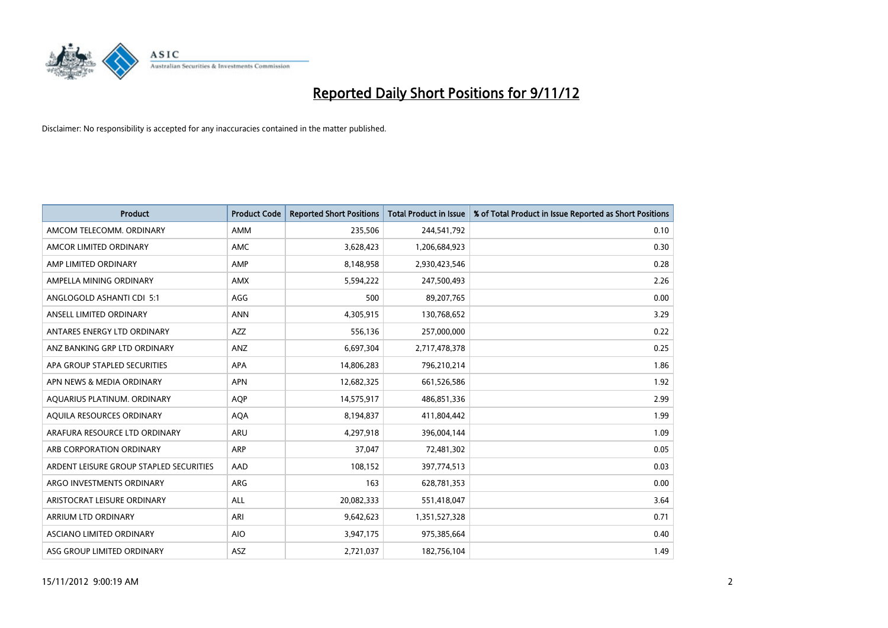# Reported Daily Short Positions for 9/11/12

Disclaimer: No responsibility is accepted for any inaccuracies contained in the matter published.

| Product | Product Code | Reported Short Positions | Total Product in Issue | % of Total Product in Issue Reported as Short Positions |
|---|---|---|---|---|
| AMCOM TELECOMM. ORDINARY | AMM | 235,506 | 244,541,792 | 0.10 |
| AMCOR LIMITED ORDINARY | AMC | 3,628,423 | 1,206,684,923 | 0.30 |
| AMP LIMITED ORDINARY | AMP | 8,148,958 | 2,930,423,546 | 0.28 |
| AMPELLA MINING ORDINARY | AMX | 5,594,222 | 247,500,493 | 2.26 |
| ANGLOGOLD ASHANTI CDI 5:1 | AGG | 500 | 89,207,765 | 0.00 |
| ANSELL LIMITED ORDINARY | ANN | 4,305,915 | 130,768,652 | 3.29 |
| ANTARES ENERGY LTD ORDINARY | AZZ | 556,136 | 257,000,000 | 0.22 |
| ANZ BANKING GRP LTD ORDINARY | ANZ | 6,697,304 | 2,717,478,378 | 0.25 |
| APA GROUP STAPLED SECURITIES | APA | 14,806,283 | 796,210,214 | 1.86 |
| APN NEWS & MEDIA ORDINARY | APN | 12,682,325 | 661,526,586 | 1.92 |
| AQUARIUS PLATINUM. ORDINARY | AQP | 14,575,917 | 486,851,336 | 2.99 |
| AQUILA RESOURCES ORDINARY | AQA | 8,194,837 | 411,804,442 | 1.99 |
| ARAFURA RESOURCE LTD ORDINARY | ARU | 4,297,918 | 396,004,144 | 1.09 |
| ARB CORPORATION ORDINARY | ARP | 37,047 | 72,481,302 | 0.05 |
| ARDENT LEISURE GROUP STAPLED SECURITIES | AAD | 108,152 | 397,774,513 | 0.03 |
| ARGO INVESTMENTS ORDINARY | ARG | 163 | 628,781,353 | 0.00 |
| ARISTOCRAT LEISURE ORDINARY | ALL | 20,082,333 | 551,418,047 | 3.64 |
| ARRIUM LTD ORDINARY | ARI | 9,642,623 | 1,351,527,328 | 0.71 |
| ASCIANO LIMITED ORDINARY | AIO | 3,947,175 | 975,385,664 | 0.40 |
| ASG GROUP LIMITED ORDINARY | ASZ | 2,721,037 | 182,756,104 | 1.49 |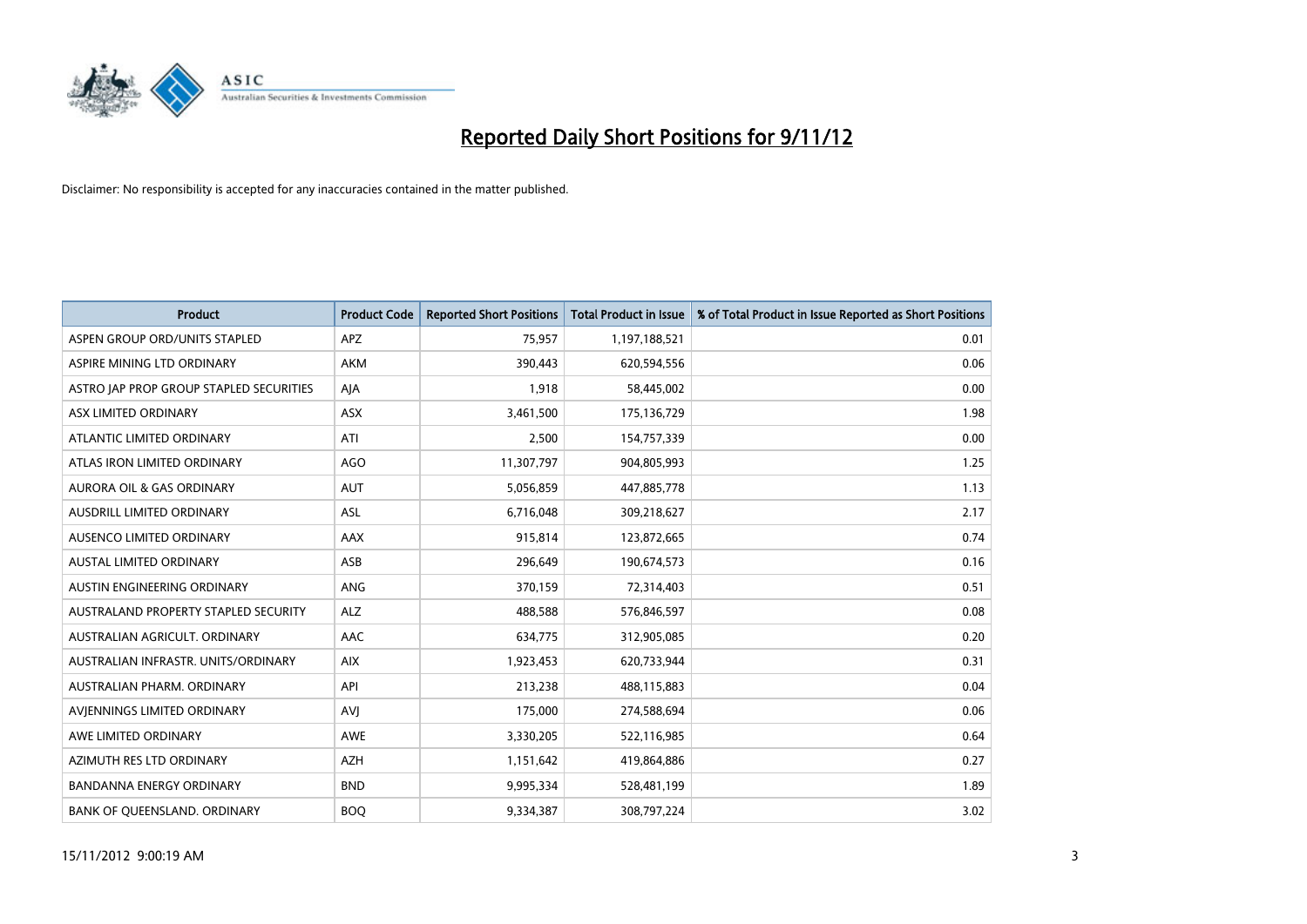# Reported Daily Short Positions for 9/11/12

Disclaimer: No responsibility is accepted for any inaccuracies contained in the matter published.

| Product | Product Code | Reported Short Positions | Total Product in Issue | % of Total Product in Issue Reported as Short Positions |
|---|---|---|---|---|
| ASPEN GROUP ORD/UNITS STAPLED | APZ | 75,957 | 1,197,188,521 | 0.01 |
| ASPIRE MINING LTD ORDINARY | AKM | 390,443 | 620,594,556 | 0.06 |
| ASTRO JAP PROP GROUP STAPLED SECURITIES | AJA | 1,918 | 58,445,002 | 0.00 |
| ASX LIMITED ORDINARY | ASX | 3,461,500 | 175,136,729 | 1.98 |
| ATLANTIC LIMITED ORDINARY | ATI | 2,500 | 154,757,339 | 0.00 |
| ATLAS IRON LIMITED ORDINARY | AGO | 11,307,797 | 904,805,993 | 1.25 |
| AURORA OIL & GAS ORDINARY | AUT | 5,056,859 | 447,885,778 | 1.13 |
| AUSDRILL LIMITED ORDINARY | ASL | 6,716,048 | 309,218,627 | 2.17 |
| AUSENCO LIMITED ORDINARY | AAX | 915,814 | 123,872,665 | 0.74 |
| AUSTAL LIMITED ORDINARY | ASB | 296,649 | 190,674,573 | 0.16 |
| AUSTIN ENGINEERING ORDINARY | ANG | 370,159 | 72,314,403 | 0.51 |
| AUSTRALAND PROPERTY STAPLED SECURITY | ALZ | 488,588 | 576,846,597 | 0.08 |
| AUSTRALIAN AGRICULT. ORDINARY | AAC | 634,775 | 312,905,085 | 0.20 |
| AUSTRALIAN INFRASTR. UNITS/ORDINARY | AIX | 1,923,453 | 620,733,944 | 0.31 |
| AUSTRALIAN PHARM. ORDINARY | API | 213,238 | 488,115,883 | 0.04 |
| AVJENNINGS LIMITED ORDINARY | AVJ | 175,000 | 274,588,694 | 0.06 |
| AWE LIMITED ORDINARY | AWE | 3,330,205 | 522,116,985 | 0.64 |
| AZIMUTH RES LTD ORDINARY | AZH | 1,151,642 | 419,864,886 | 0.27 |
| BANDANNA ENERGY ORDINARY | BND | 9,995,334 | 528,481,199 | 1.89 |
| BANK OF QUEENSLAND. ORDINARY | BOQ | 9,334,387 | 308,797,224 | 3.02 |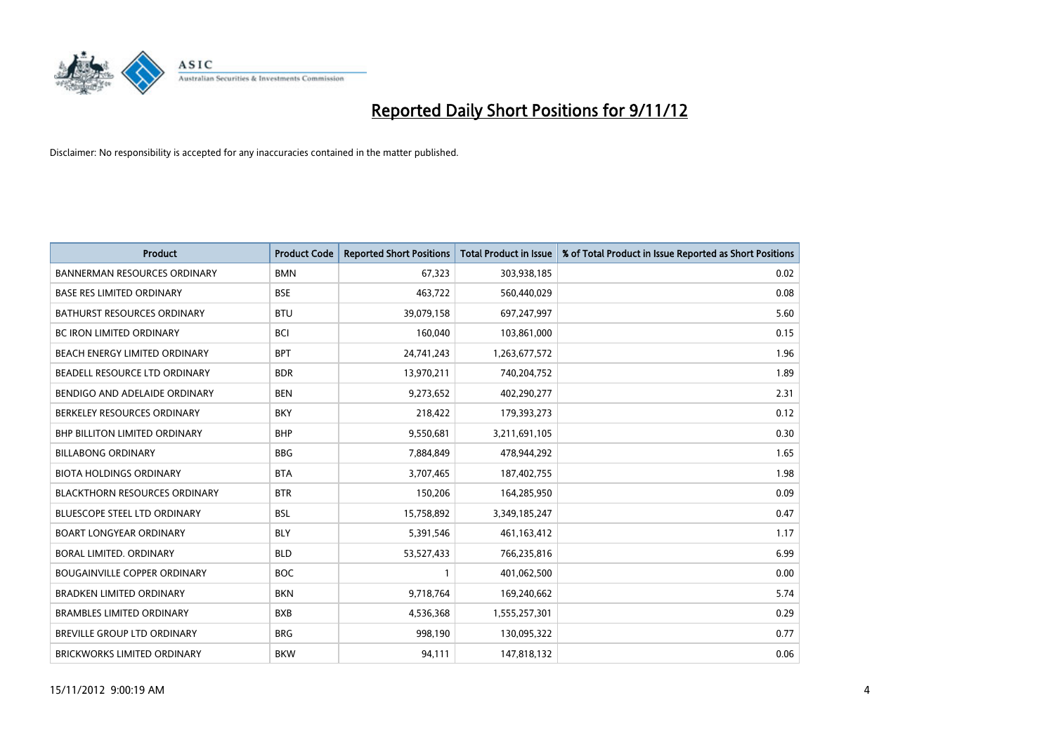# Reported Daily Short Positions for 9/11/12

Disclaimer: No responsibility is accepted for any inaccuracies contained in the matter published.

| Product | Product Code | Reported Short Positions | Total Product in Issue | % of Total Product in Issue Reported as Short Positions |
|---|---|---|---|---|
| BANNERMAN RESOURCES ORDINARY | BMN | 67,323 | 303,938,185 | 0.02 |
| BASE RES LIMITED ORDINARY | BSE | 463,722 | 560,440,029 | 0.08 |
| BATHURST RESOURCES ORDINARY | BTU | 39,079,158 | 697,247,997 | 5.60 |
| BC IRON LIMITED ORDINARY | BCI | 160,040 | 103,861,000 | 0.15 |
| BEACH ENERGY LIMITED ORDINARY | BPT | 24,741,243 | 1,263,677,572 | 1.96 |
| BEADELL RESOURCE LTD ORDINARY | BDR | 13,970,211 | 740,204,752 | 1.89 |
| BENDIGO AND ADELAIDE ORDINARY | BEN | 9,273,652 | 402,290,277 | 2.31 |
| BERKELEY RESOURCES ORDINARY | BKY | 218,422 | 179,393,273 | 0.12 |
| BHP BILLITON LIMITED ORDINARY | BHP | 9,550,681 | 3,211,691,105 | 0.30 |
| BILLABONG ORDINARY | BBG | 7,884,849 | 478,944,292 | 1.65 |
| BIOTA HOLDINGS ORDINARY | BTA | 3,707,465 | 187,402,755 | 1.98 |
| BLACKTHORN RESOURCES ORDINARY | BTR | 150,206 | 164,285,950 | 0.09 |
| BLUESCOPE STEEL LTD ORDINARY | BSL | 15,758,892 | 3,349,185,247 | 0.47 |
| BOART LONGYEAR ORDINARY | BLY | 5,391,546 | 461,163,412 | 1.17 |
| BORAL LIMITED. ORDINARY | BLD | 53,527,433 | 766,235,816 | 6.99 |
| BOUGAINVILLE COPPER ORDINARY | BOC | 1 | 401,062,500 | 0.00 |
| BRADKEN LIMITED ORDINARY | BKN | 9,718,764 | 169,240,662 | 5.74 |
| BRAMBLES LIMITED ORDINARY | BXB | 4,536,368 | 1,555,257,301 | 0.29 |
| BREVILLE GROUP LTD ORDINARY | BRG | 998,190 | 130,095,322 | 0.77 |
| BRICKWORKS LIMITED ORDINARY | BKW | 94,111 | 147,818,132 | 0.06 |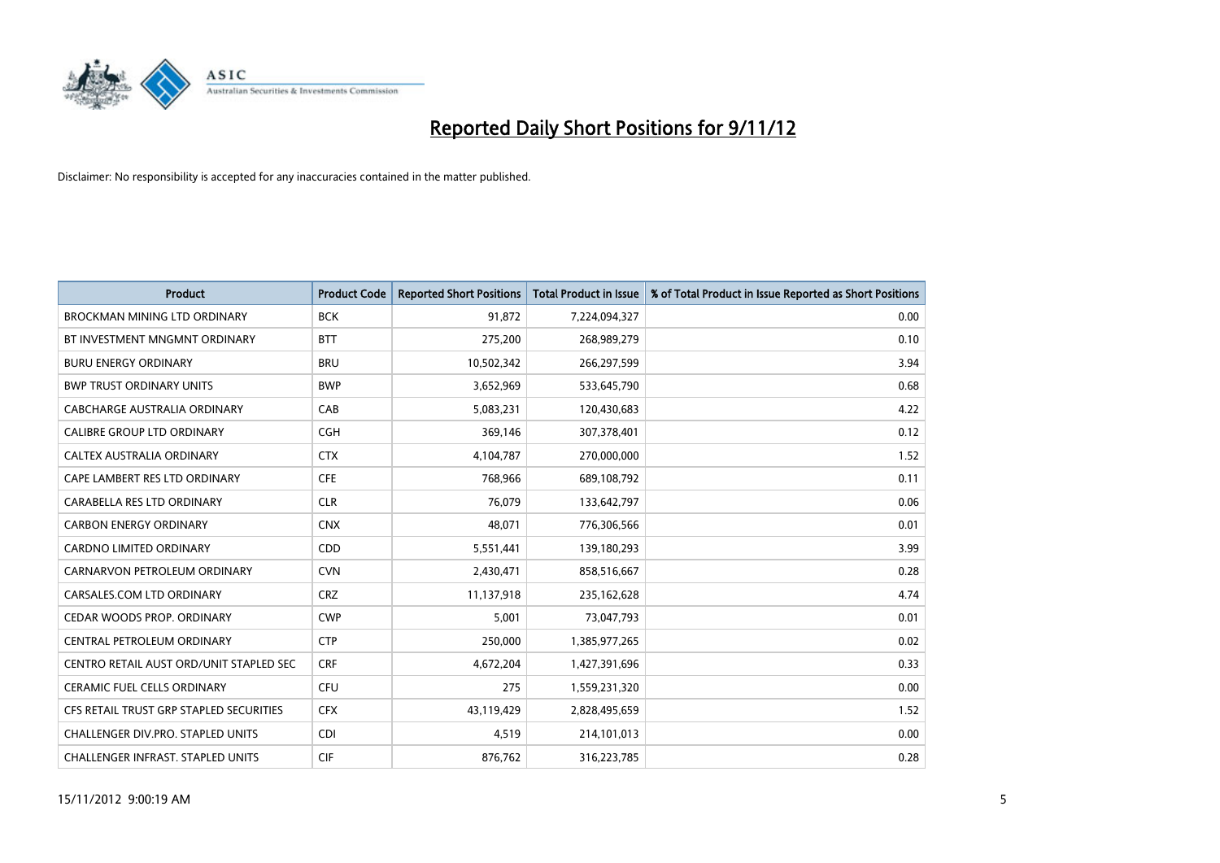# Reported Daily Short Positions for 9/11/12

Disclaimer: No responsibility is accepted for any inaccuracies contained in the matter published.

| Product | Product Code | Reported Short Positions | Total Product in Issue | % of Total Product in Issue Reported as Short Positions |
|---|---|---|---|---|
| BROCKMAN MINING LTD ORDINARY | BCK | 91,872 | 7,224,094,327 | 0.00 |
| BT INVESTMENT MNGMNT ORDINARY | BTT | 275,200 | 268,989,279 | 0.10 |
| BURU ENERGY ORDINARY | BRU | 10,502,342 | 266,297,599 | 3.94 |
| BWP TRUST ORDINARY UNITS | BWP | 3,652,969 | 533,645,790 | 0.68 |
| CABCHARGE AUSTRALIA ORDINARY | CAB | 5,083,231 | 120,430,683 | 4.22 |
| CALIBRE GROUP LTD ORDINARY | CGH | 369,146 | 307,378,401 | 0.12 |
| CALTEX AUSTRALIA ORDINARY | CTX | 4,104,787 | 270,000,000 | 1.52 |
| CAPE LAMBERT RES LTD ORDINARY | CFE | 768,966 | 689,108,792 | 0.11 |
| CARABELLA RES LTD ORDINARY | CLR | 76,079 | 133,642,797 | 0.06 |
| CARBON ENERGY ORDINARY | CNX | 48,071 | 776,306,566 | 0.01 |
| CARDNO LIMITED ORDINARY | CDD | 5,551,441 | 139,180,293 | 3.99 |
| CARNARVON PETROLEUM ORDINARY | CVN | 2,430,471 | 858,516,667 | 0.28 |
| CARSALES.COM LTD ORDINARY | CRZ | 11,137,918 | 235,162,628 | 4.74 |
| CEDAR WOODS PROP. ORDINARY | CWP | 5,001 | 73,047,793 | 0.01 |
| CENTRAL PETROLEUM ORDINARY | CTP | 250,000 | 1,385,977,265 | 0.02 |
| CENTRO RETAIL AUST ORD/UNIT STAPLED SEC | CRF | 4,672,204 | 1,427,391,696 | 0.33 |
| CERAMIC FUEL CELLS ORDINARY | CFU | 275 | 1,559,231,320 | 0.00 |
| CFS RETAIL TRUST GRP STAPLED SECURITIES | CFX | 43,119,429 | 2,828,495,659 | 1.52 |
| CHALLENGER DIV.PRO. STAPLED UNITS | CDI | 4,519 | 214,101,013 | 0.00 |
| CHALLENGER INFRAST. STAPLED UNITS | CIF | 876,762 | 316,223,785 | 0.28 |

15/11/2012 9:00:19 AM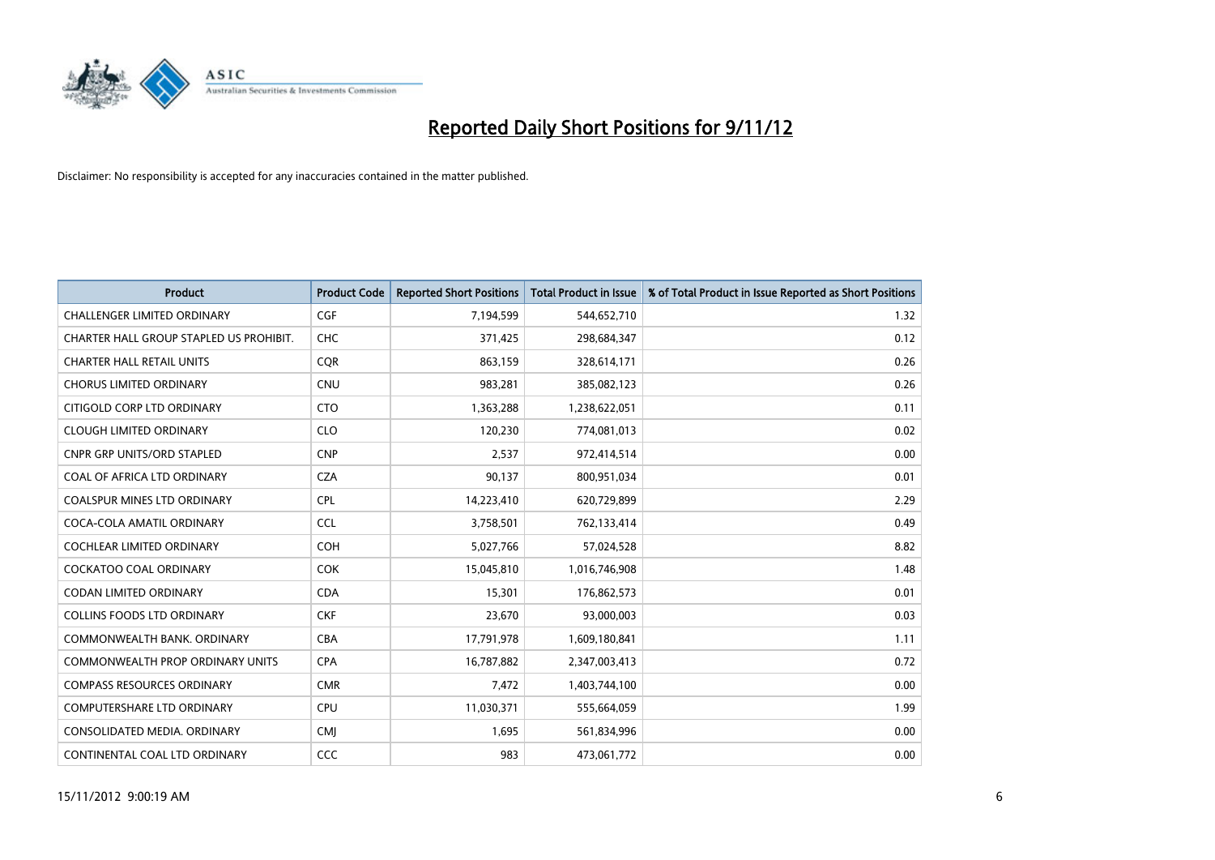# Reported Daily Short Positions for 9/11/12

Disclaimer: No responsibility is accepted for any inaccuracies contained in the matter published.

| Product | Product Code | Reported Short Positions | Total Product in Issue | % of Total Product in Issue Reported as Short Positions |
|---|---|---|---|---|
| CHALLENGER LIMITED ORDINARY | CGF | 7,194,599 | 544,652,710 | 1.32 |
| CHARTER HALL GROUP STAPLED US PROHIBIT. | CHC | 371,425 | 298,684,347 | 0.12 |
| CHARTER HALL RETAIL UNITS | CQR | 863,159 | 328,614,171 | 0.26 |
| CHORUS LIMITED ORDINARY | CNU | 983,281 | 385,082,123 | 0.26 |
| CITIGOLD CORP LTD ORDINARY | CTO | 1,363,288 | 1,238,622,051 | 0.11 |
| CLOUGH LIMITED ORDINARY | CLO | 120,230 | 774,081,013 | 0.02 |
| CNPR GRP UNITS/ORD STAPLED | CNP | 2,537 | 972,414,514 | 0.00 |
| COAL OF AFRICA LTD ORDINARY | CZA | 90,137 | 800,951,034 | 0.01 |
| COALSPUR MINES LTD ORDINARY | CPL | 14,223,410 | 620,729,899 | 2.29 |
| COCA-COLA AMATIL ORDINARY | CCL | 3,758,501 | 762,133,414 | 0.49 |
| COCHLEAR LIMITED ORDINARY | COH | 5,027,766 | 57,024,528 | 8.82 |
| COCKATOO COAL ORDINARY | COK | 15,045,810 | 1,016,746,908 | 1.48 |
| CODAN LIMITED ORDINARY | CDA | 15,301 | 176,862,573 | 0.01 |
| COLLINS FOODS LTD ORDINARY | CKF | 23,670 | 93,000,003 | 0.03 |
| COMMONWEALTH BANK. ORDINARY | CBA | 17,791,978 | 1,609,180,841 | 1.11 |
| COMMONWEALTH PROP ORDINARY UNITS | CPA | 16,787,882 | 2,347,003,413 | 0.72 |
| COMPASS RESOURCES ORDINARY | CMR | 7,472 | 1,403,744,100 | 0.00 |
| COMPUTERSHARE LTD ORDINARY | CPU | 11,030,371 | 555,664,059 | 1.99 |
| CONSOLIDATED MEDIA. ORDINARY | CMJ | 1,695 | 561,834,996 | 0.00 |
| CONTINENTAL COAL LTD ORDINARY | CCC | 983 | 473,061,772 | 0.00 |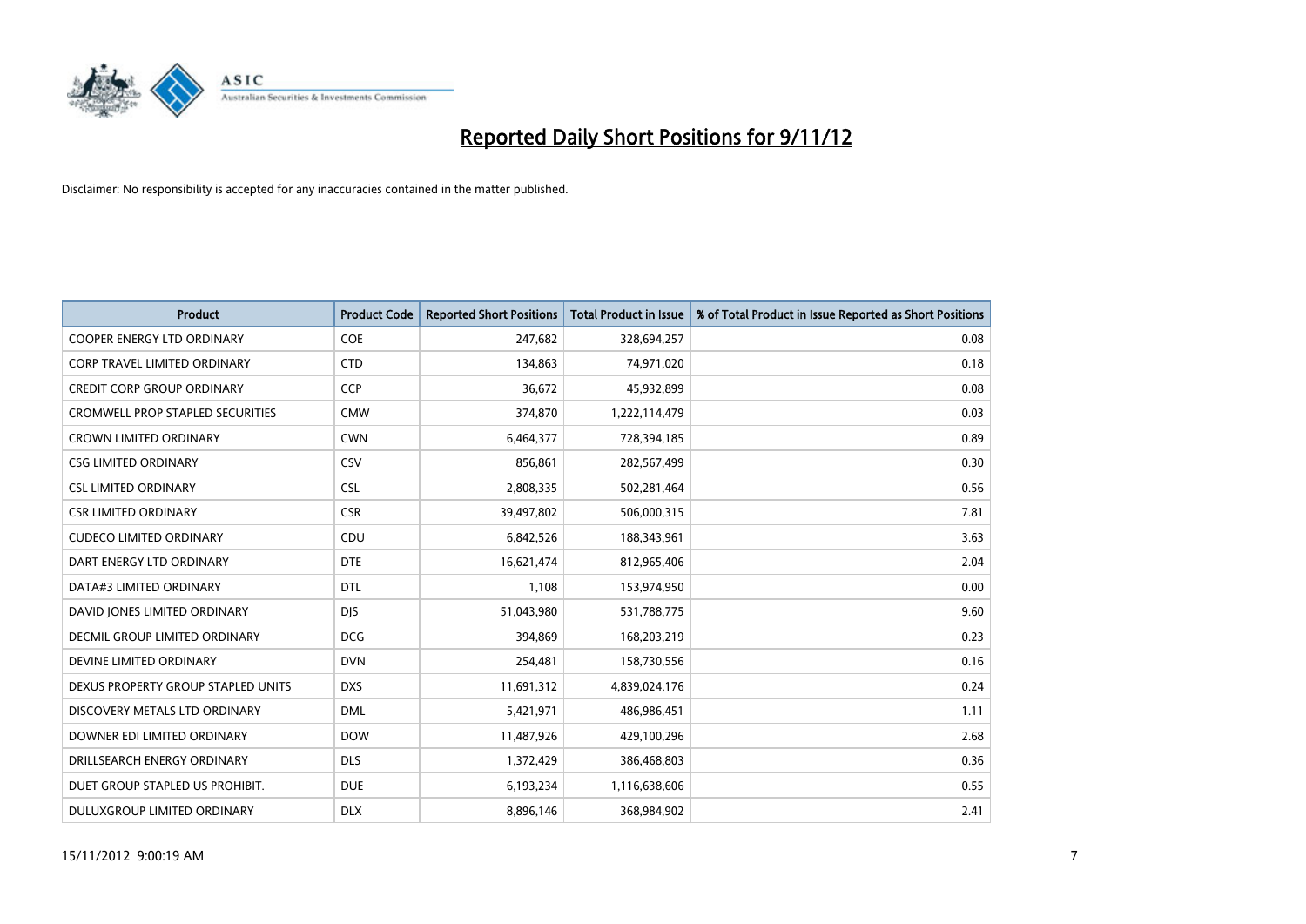# Reported Daily Short Positions for 9/11/12

Disclaimer: No responsibility is accepted for any inaccuracies contained in the matter published.

| Product | Product Code | Reported Short Positions | Total Product in Issue | % of Total Product in Issue Reported as Short Positions |
|---|---|---|---|---|
| COOPER ENERGY LTD ORDINARY | COE | 247,682 | 328,694,257 | 0.08 |
| CORP TRAVEL LIMITED ORDINARY | CTD | 134,863 | 74,971,020 | 0.18 |
| CREDIT CORP GROUP ORDINARY | CCP | 36,672 | 45,932,899 | 0.08 |
| CROMWELL PROP STAPLED SECURITIES | CMW | 374,870 | 1,222,114,479 | 0.03 |
| CROWN LIMITED ORDINARY | CWN | 6,464,377 | 728,394,185 | 0.89 |
| CSG LIMITED ORDINARY | CSV | 856,861 | 282,567,499 | 0.30 |
| CSL LIMITED ORDINARY | CSL | 2,808,335 | 502,281,464 | 0.56 |
| CSR LIMITED ORDINARY | CSR | 39,497,802 | 506,000,315 | 7.81 |
| CUDECO LIMITED ORDINARY | CDU | 6,842,526 | 188,343,961 | 3.63 |
| DART ENERGY LTD ORDINARY | DTE | 16,621,474 | 812,965,406 | 2.04 |
| DATA#3 LIMITED ORDINARY | DTL | 1,108 | 153,974,950 | 0.00 |
| DAVID JONES LIMITED ORDINARY | DJS | 51,043,980 | 531,788,775 | 9.60 |
| DECMIL GROUP LIMITED ORDINARY | DCG | 394,869 | 168,203,219 | 0.23 |
| DEVINE LIMITED ORDINARY | DVN | 254,481 | 158,730,556 | 0.16 |
| DEXUS PROPERTY GROUP STAPLED UNITS | DXS | 11,691,312 | 4,839,024,176 | 0.24 |
| DISCOVERY METALS LTD ORDINARY | DML | 5,421,971 | 486,986,451 | 1.11 |
| DOWNER EDI LIMITED ORDINARY | DOW | 11,487,926 | 429,100,296 | 2.68 |
| DRILLSEARCH ENERGY ORDINARY | DLS | 1,372,429 | 386,468,803 | 0.36 |
| DUET GROUP STAPLED US PROHIBIT. | DUE | 6,193,234 | 1,116,638,606 | 0.55 |
| DULUXGROUP LIMITED ORDINARY | DLX | 8,896,146 | 368,984,902 | 2.41 |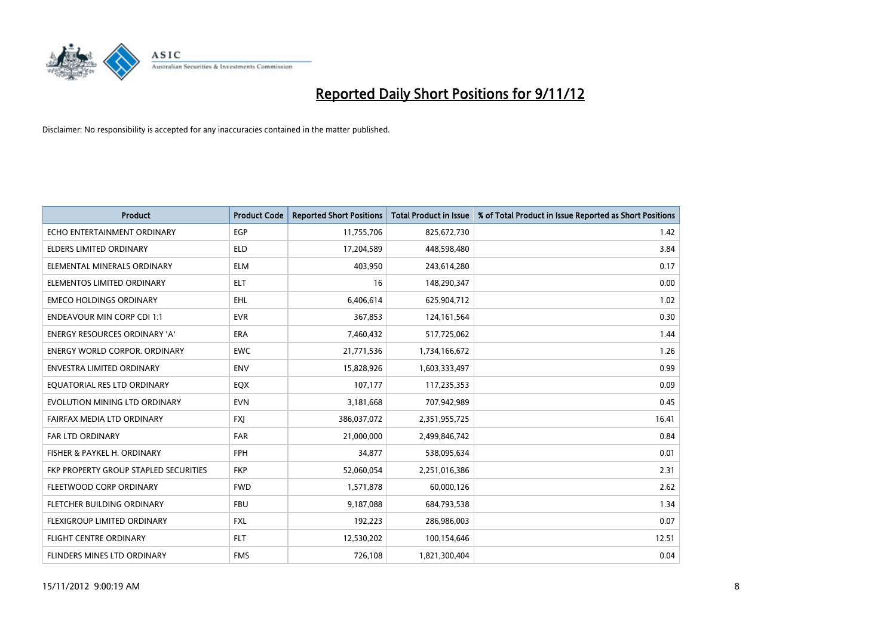# Reported Daily Short Positions for 9/11/12

Disclaimer: No responsibility is accepted for any inaccuracies contained in the matter published.

| Product | Product Code | Reported Short Positions | Total Product in Issue | % of Total Product in Issue Reported as Short Positions |
|---|---|---|---|---|
| ECHO ENTERTAINMENT ORDINARY | EGP | 11,755,706 | 825,672,730 | 1.42 |
| ELDERS LIMITED ORDINARY | ELD | 17,204,589 | 448,598,480 | 3.84 |
| ELEMENTAL MINERALS ORDINARY | ELM | 403,950 | 243,614,280 | 0.17 |
| ELEMENTOS LIMITED ORDINARY | ELT | 16 | 148,290,347 | 0.00 |
| EMECO HOLDINGS ORDINARY | EHL | 6,406,614 | 625,904,712 | 1.02 |
| ENDEAVOUR MIN CORP CDI 1:1 | EVR | 367,853 | 124,161,564 | 0.30 |
| ENERGY RESOURCES ORDINARY 'A' | ERA | 7,460,432 | 517,725,062 | 1.44 |
| ENERGY WORLD CORPOR. ORDINARY | EWC | 21,771,536 | 1,734,166,672 | 1.26 |
| ENVESTRA LIMITED ORDINARY | ENV | 15,828,926 | 1,603,333,497 | 0.99 |
| EQUATORIAL RES LTD ORDINARY | EQX | 107,177 | 117,235,353 | 0.09 |
| EVOLUTION MINING LTD ORDINARY | EVN | 3,181,668 | 707,942,989 | 0.45 |
| FAIRFAX MEDIA LTD ORDINARY | FXJ | 386,037,072 | 2,351,955,725 | 16.41 |
| FAR LTD ORDINARY | FAR | 21,000,000 | 2,499,846,742 | 0.84 |
| FISHER & PAYKEL H. ORDINARY | FPH | 34,877 | 538,095,634 | 0.01 |
| FKP PROPERTY GROUP STAPLED SECURITIES | FKP | 52,060,054 | 2,251,016,386 | 2.31 |
| FLEETWOOD CORP ORDINARY | FWD | 1,571,878 | 60,000,126 | 2.62 |
| FLETCHER BUILDING ORDINARY | FBU | 9,187,088 | 684,793,538 | 1.34 |
| FLEXIGROUP LIMITED ORDINARY | FXL | 192,223 | 286,986,003 | 0.07 |
| FLIGHT CENTRE ORDINARY | FLT | 12,530,202 | 100,154,646 | 12.51 |
| FLINDERS MINES LTD ORDINARY | FMS | 726,108 | 1,821,300,404 | 0.04 |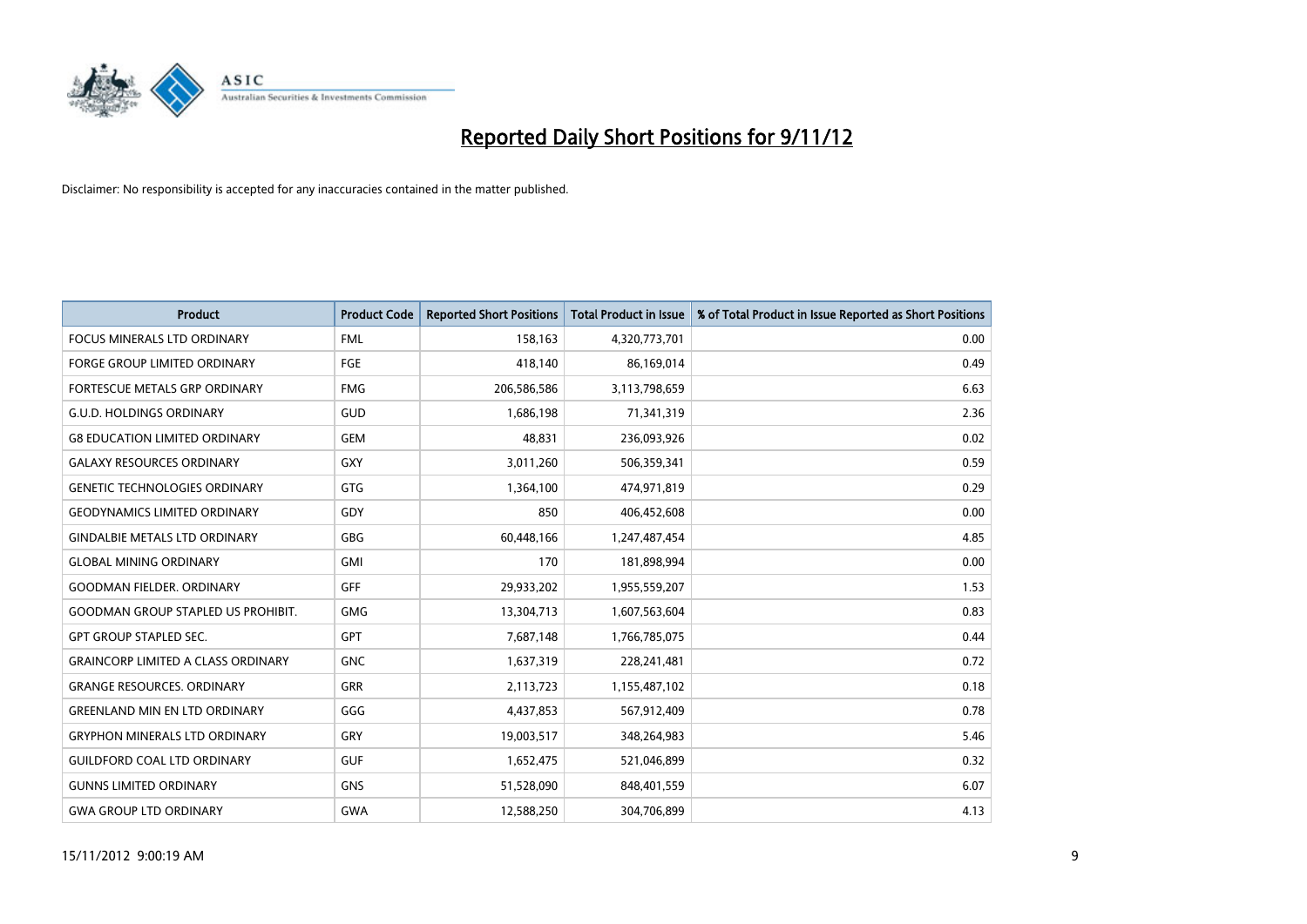# Reported Daily Short Positions for 9/11/12

Disclaimer: No responsibility is accepted for any inaccuracies contained in the matter published.

| Product | Product Code | Reported Short Positions | Total Product in Issue | % of Total Product in Issue Reported as Short Positions |
|---|---|---|---|---|
| FOCUS MINERALS LTD ORDINARY | FML | 158,163 | 4,320,773,701 | 0.00 |
| FORGE GROUP LIMITED ORDINARY | FGE | 418,140 | 86,169,014 | 0.49 |
| FORTESCUE METALS GRP ORDINARY | FMG | 206,586,586 | 3,113,798,659 | 6.63 |
| G.U.D. HOLDINGS ORDINARY | GUD | 1,686,198 | 71,341,319 | 2.36 |
| G8 EDUCATION LIMITED ORDINARY | GEM | 48,831 | 236,093,926 | 0.02 |
| GALAXY RESOURCES ORDINARY | GXY | 3,011,260 | 506,359,341 | 0.59 |
| GENETIC TECHNOLOGIES ORDINARY | GTG | 1,364,100 | 474,971,819 | 0.29 |
| GEODYNAMICS LIMITED ORDINARY | GDY | 850 | 406,452,608 | 0.00 |
| GINDALBIE METALS LTD ORDINARY | GBG | 60,448,166 | 1,247,487,454 | 4.85 |
| GLOBAL MINING ORDINARY | GMI | 170 | 181,898,994 | 0.00 |
| GOODMAN FIELDER. ORDINARY | GFF | 29,933,202 | 1,955,559,207 | 1.53 |
| GOODMAN GROUP STAPLED US PROHIBIT. | GMG | 13,304,713 | 1,607,563,604 | 0.83 |
| GPT GROUP STAPLED SEC. | GPT | 7,687,148 | 1,766,785,075 | 0.44 |
| GRAINCORP LIMITED A CLASS ORDINARY | GNC | 1,637,319 | 228,241,481 | 0.72 |
| GRANGE RESOURCES. ORDINARY | GRR | 2,113,723 | 1,155,487,102 | 0.18 |
| GREENLAND MIN EN LTD ORDINARY | GGG | 4,437,853 | 567,912,409 | 0.78 |
| GRYPHON MINERALS LTD ORDINARY | GRY | 19,003,517 | 348,264,983 | 5.46 |
| GUILDFORD COAL LTD ORDINARY | GUF | 1,652,475 | 521,046,899 | 0.32 |
| GUNNS LIMITED ORDINARY | GNS | 51,528,090 | 848,401,559 | 6.07 |
| GWA GROUP LTD ORDINARY | GWA | 12,588,250 | 304,706,899 | 4.13 |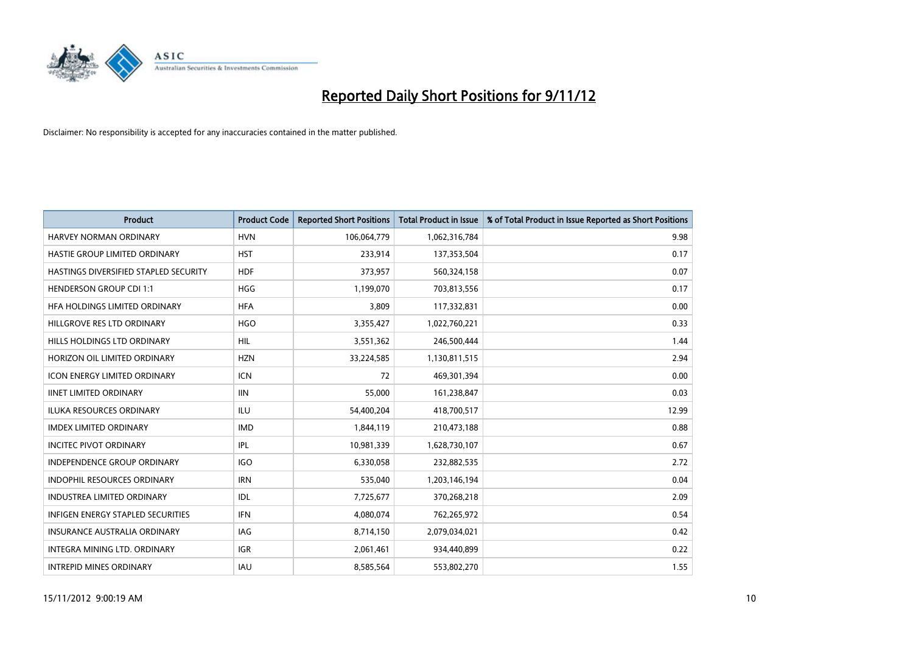# Reported Daily Short Positions for 9/11/12

Disclaimer: No responsibility is accepted for any inaccuracies contained in the matter published.

| Product | Product Code | Reported Short Positions | Total Product in Issue | % of Total Product in Issue Reported as Short Positions |
|---|---|---|---|---|
| HARVEY NORMAN ORDINARY | HVN | 106,064,779 | 1,062,316,784 | 9.98 |
| HASTIE GROUP LIMITED ORDINARY | HST | 233,914 | 137,353,504 | 0.17 |
| HASTINGS DIVERSIFIED STAPLED SECURITY | HDF | 373,957 | 560,324,158 | 0.07 |
| HENDERSON GROUP CDI 1:1 | HGG | 1,199,070 | 703,813,556 | 0.17 |
| HFA HOLDINGS LIMITED ORDINARY | HFA | 3,809 | 117,332,831 | 0.00 |
| HILLGROVE RES LTD ORDINARY | HGO | 3,355,427 | 1,022,760,221 | 0.33 |
| HILLS HOLDINGS LTD ORDINARY | HIL | 3,551,362 | 246,500,444 | 1.44 |
| HORIZON OIL LIMITED ORDINARY | HZN | 33,224,585 | 1,130,811,515 | 2.94 |
| ICON ENERGY LIMITED ORDINARY | ICN | 72 | 469,301,394 | 0.00 |
| IINET LIMITED ORDINARY | IIN | 55,000 | 161,238,847 | 0.03 |
| ILUKA RESOURCES ORDINARY | ILU | 54,400,204 | 418,700,517 | 12.99 |
| IMDEX LIMITED ORDINARY | IMD | 1,844,119 | 210,473,188 | 0.88 |
| INCITEC PIVOT ORDINARY | IPL | 10,981,339 | 1,628,730,107 | 0.67 |
| INDEPENDENCE GROUP ORDINARY | IGO | 6,330,058 | 232,882,535 | 2.72 |
| INDOPHIL RESOURCES ORDINARY | IRN | 535,040 | 1,203,146,194 | 0.04 |
| INDUSTREA LIMITED ORDINARY | IDL | 7,725,677 | 370,268,218 | 2.09 |
| INFIGEN ENERGY STAPLED SECURITIES | IFN | 4,080,074 | 762,265,972 | 0.54 |
| INSURANCE AUSTRALIA ORDINARY | IAG | 8,714,150 | 2,079,034,021 | 0.42 |
| INTEGRA MINING LTD. ORDINARY | IGR | 2,061,461 | 934,440,899 | 0.22 |
| INTREPID MINES ORDINARY | IAU | 8,585,564 | 553,802,270 | 1.55 |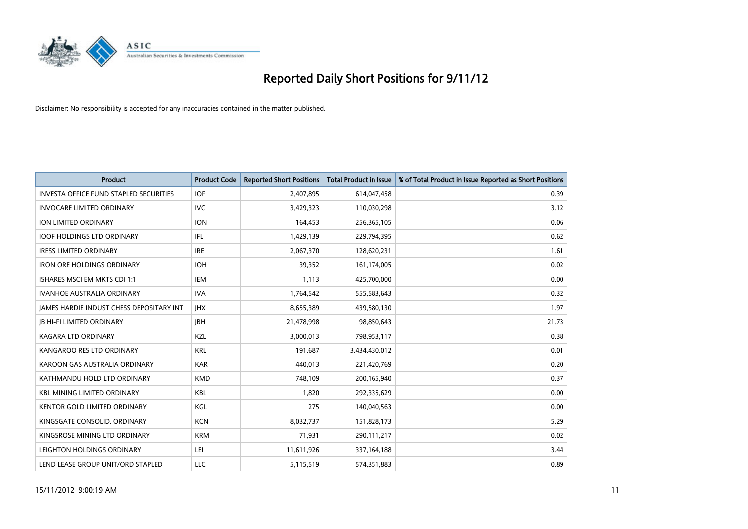# Reported Daily Short Positions for 9/11/12

Disclaimer: No responsibility is accepted for any inaccuracies contained in the matter published.

| Product | Product Code | Reported Short Positions | Total Product in Issue | % of Total Product in Issue Reported as Short Positions |
|---|---|---|---|---|
| INVESTA OFFICE FUND STAPLED SECURITIES | IOF | 2,407,895 | 614,047,458 | 0.39 |
| INVOCARE LIMITED ORDINARY | IVC | 3,429,323 | 110,030,298 | 3.12 |
| ION LIMITED ORDINARY | ION | 164,453 | 256,365,105 | 0.06 |
| IOOF HOLDINGS LTD ORDINARY | IFL | 1,429,139 | 229,794,395 | 0.62 |
| IRESS LIMITED ORDINARY | IRE | 2,067,370 | 128,620,231 | 1.61 |
| IRON ORE HOLDINGS ORDINARY | IOH | 39,352 | 161,174,005 | 0.02 |
| ISHARES MSCI EM MKTS CDI 1:1 | IEM | 1,113 | 425,700,000 | 0.00 |
| IVANHOE AUSTRALIA ORDINARY | IVA | 1,764,542 | 555,583,643 | 0.32 |
| JAMES HARDIE INDUST CHESS DEPOSITARY INT | JHX | 8,655,389 | 439,580,130 | 1.97 |
| JB HI-FI LIMITED ORDINARY | JBH | 21,478,998 | 98,850,643 | 21.73 |
| KAGARA LTD ORDINARY | KZL | 3,000,013 | 798,953,117 | 0.38 |
| KANGAROO RES LTD ORDINARY | KRL | 191,687 | 3,434,430,012 | 0.01 |
| KAROON GAS AUSTRALIA ORDINARY | KAR | 440,013 | 221,420,769 | 0.20 |
| KATHMANDU HOLD LTD ORDINARY | KMD | 748,109 | 200,165,940 | 0.37 |
| KBL MINING LIMITED ORDINARY | KBL | 1,820 | 292,335,629 | 0.00 |
| KENTOR GOLD LIMITED ORDINARY | KGL | 275 | 140,040,563 | 0.00 |
| KINGSGATE CONSOLID. ORDINARY | KCN | 8,032,737 | 151,828,173 | 5.29 |
| KINGSROSE MINING LTD ORDINARY | KRM | 71,931 | 290,111,217 | 0.02 |
| LEIGHTON HOLDINGS ORDINARY | LEI | 11,611,926 | 337,164,188 | 3.44 |
| LEND LEASE GROUP UNIT/ORD STAPLED | LLC | 5,115,519 | 574,351,883 | 0.89 |

15/11/2012 9:00:19 AM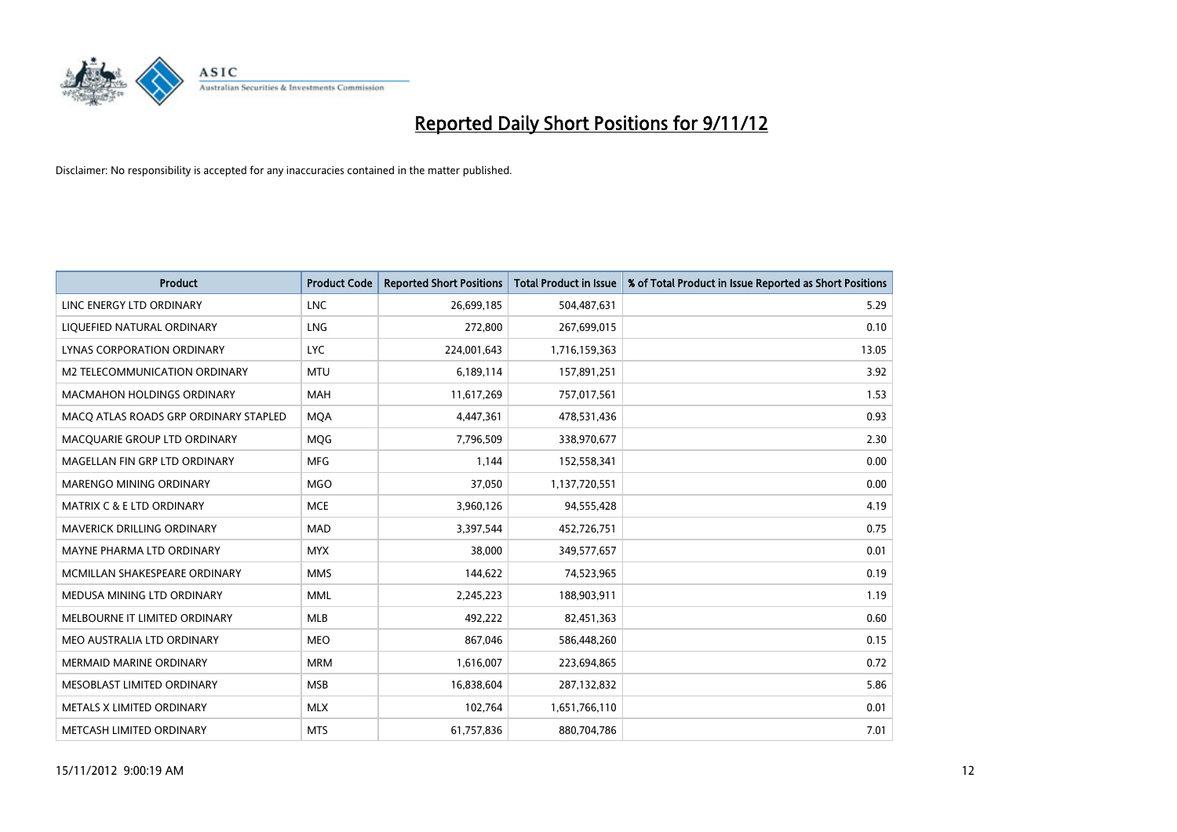# Reported Daily Short Positions for 9/11/12

Disclaimer: No responsibility is accepted for any inaccuracies contained in the matter published.

| Product | Product Code | Reported Short Positions | Total Product in Issue | % of Total Product in Issue Reported as Short Positions |
|---|---|---|---|---|
| LINC ENERGY LTD ORDINARY | LNC | 26,699,185 | 504,487,631 | 5.29 |
| LIQUEFIED NATURAL ORDINARY | LNG | 272,800 | 267,699,015 | 0.10 |
| LYNAS CORPORATION ORDINARY | LYC | 224,001,643 | 1,716,159,363 | 13.05 |
| M2 TELECOMMUNICATION ORDINARY | MTU | 6,189,114 | 157,891,251 | 3.92 |
| MACMAHON HOLDINGS ORDINARY | MAH | 11,617,269 | 757,017,561 | 1.53 |
| MACQ ATLAS ROADS GRP ORDINARY STAPLED | MQA | 4,447,361 | 478,531,436 | 0.93 |
| MACQUARIE GROUP LTD ORDINARY | MQG | 7,796,509 | 338,970,677 | 2.30 |
| MAGELLAN FIN GRP LTD ORDINARY | MFG | 1,144 | 152,558,341 | 0.00 |
| MARENGO MINING ORDINARY | MGO | 37,050 | 1,137,720,551 | 0.00 |
| MATRIX C & E LTD ORDINARY | MCE | 3,960,126 | 94,555,428 | 4.19 |
| MAVERICK DRILLING ORDINARY | MAD | 3,397,544 | 452,726,751 | 0.75 |
| MAYNE PHARMA LTD ORDINARY | MYX | 38,000 | 349,577,657 | 0.01 |
| MCMILLAN SHAKESPEARE ORDINARY | MMS | 144,622 | 74,523,965 | 0.19 |
| MEDUSA MINING LTD ORDINARY | MML | 2,245,223 | 188,903,911 | 1.19 |
| MELBOURNE IT LIMITED ORDINARY | MLB | 492,222 | 82,451,363 | 0.60 |
| MEO AUSTRALIA LTD ORDINARY | MEO | 867,046 | 586,448,260 | 0.15 |
| MERMAID MARINE ORDINARY | MRM | 1,616,007 | 223,694,865 | 0.72 |
| MESOBLAST LIMITED ORDINARY | MSB | 16,838,604 | 287,132,832 | 5.86 |
| METALS X LIMITED ORDINARY | MLX | 102,764 | 1,651,766,110 | 0.01 |
| METCASH LIMITED ORDINARY | MTS | 61,757,836 | 880,704,786 | 7.01 |

15/11/2012 9:00:19 AM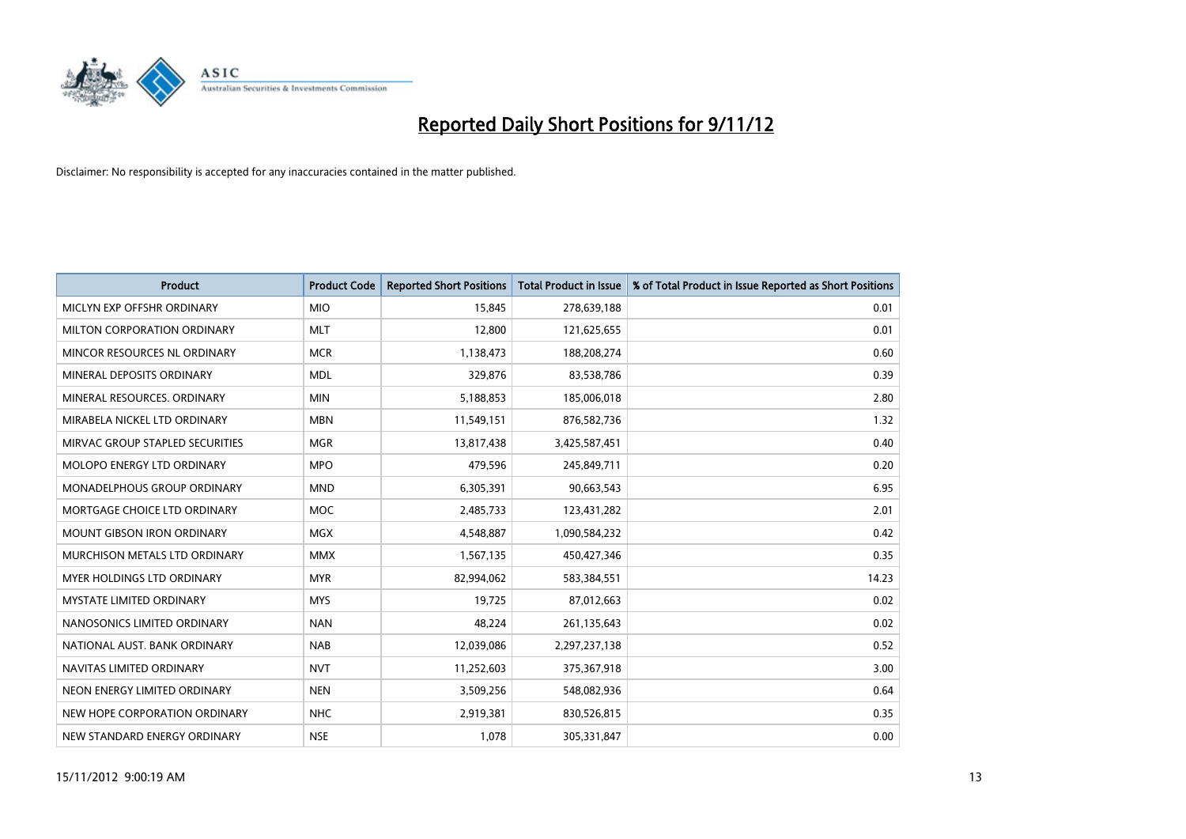# Reported Daily Short Positions for 9/11/12

Disclaimer: No responsibility is accepted for any inaccuracies contained in the matter published.

| Product | Product Code | Reported Short Positions | Total Product in Issue | % of Total Product in Issue Reported as Short Positions |
|---|---|---|---|---|
| MICLYN EXP OFFSHR ORDINARY | MIO | 15,845 | 278,639,188 | 0.01 |
| MILTON CORPORATION ORDINARY | MLT | 12,800 | 121,625,655 | 0.01 |
| MINCOR RESOURCES NL ORDINARY | MCR | 1,138,473 | 188,208,274 | 0.60 |
| MINERAL DEPOSITS ORDINARY | MDL | 329,876 | 83,538,786 | 0.39 |
| MINERAL RESOURCES. ORDINARY | MIN | 5,188,853 | 185,006,018 | 2.80 |
| MIRABELA NICKEL LTD ORDINARY | MBN | 11,549,151 | 876,582,736 | 1.32 |
| MIRVAC GROUP STAPLED SECURITIES | MGR | 13,817,438 | 3,425,587,451 | 0.40 |
| MOLOPO ENERGY LTD ORDINARY | MPO | 479,596 | 245,849,711 | 0.20 |
| MONADELPHOUS GROUP ORDINARY | MND | 6,305,391 | 90,663,543 | 6.95 |
| MORTGAGE CHOICE LTD ORDINARY | MOC | 2,485,733 | 123,431,282 | 2.01 |
| MOUNT GIBSON IRON ORDINARY | MGX | 4,548,887 | 1,090,584,232 | 0.42 |
| MURCHISON METALS LTD ORDINARY | MMX | 1,567,135 | 450,427,346 | 0.35 |
| MYER HOLDINGS LTD ORDINARY | MYR | 82,994,062 | 583,384,551 | 14.23 |
| MYSTATE LIMITED ORDINARY | MYS | 19,725 | 87,012,663 | 0.02 |
| NANOSONICS LIMITED ORDINARY | NAN | 48,224 | 261,135,643 | 0.02 |
| NATIONAL AUST. BANK ORDINARY | NAB | 12,039,086 | 2,297,237,138 | 0.52 |
| NAVITAS LIMITED ORDINARY | NVT | 11,252,603 | 375,367,918 | 3.00 |
| NEON ENERGY LIMITED ORDINARY | NEN | 3,509,256 | 548,082,936 | 0.64 |
| NEW HOPE CORPORATION ORDINARY | NHC | 2,919,381 | 830,526,815 | 0.35 |
| NEW STANDARD ENERGY ORDINARY | NSE | 1,078 | 305,331,847 | 0.00 |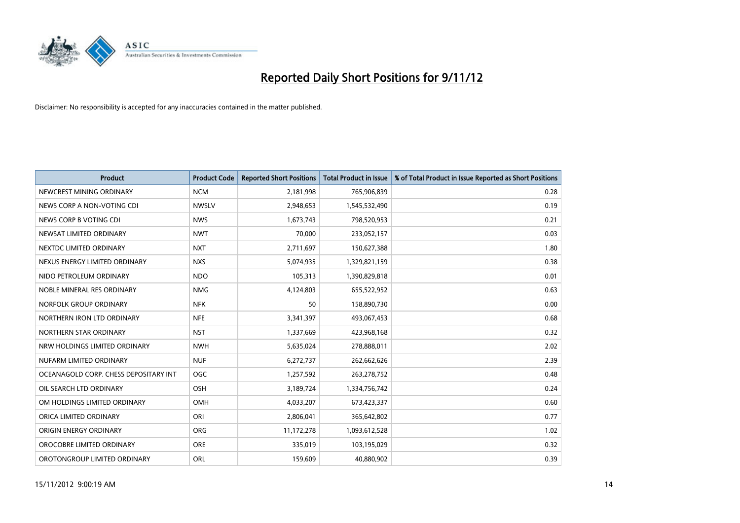# Reported Daily Short Positions for 9/11/12

Disclaimer: No responsibility is accepted for any inaccuracies contained in the matter published.

| Product | Product Code | Reported Short Positions | Total Product in Issue | % of Total Product in Issue Reported as Short Positions |
|---|---|---|---|---|
| NEWCREST MINING ORDINARY | NCM | 2,181,998 | 765,906,839 | 0.28 |
| NEWS CORP A NON-VOTING CDI | NWSLV | 2,948,653 | 1,545,532,490 | 0.19 |
| NEWS CORP B VOTING CDI | NWS | 1,673,743 | 798,520,953 | 0.21 |
| NEWSAT LIMITED ORDINARY | NWT | 70,000 | 233,052,157 | 0.03 |
| NEXTDC LIMITED ORDINARY | NXT | 2,711,697 | 150,627,388 | 1.80 |
| NEXUS ENERGY LIMITED ORDINARY | NXS | 5,074,935 | 1,329,821,159 | 0.38 |
| NIDO PETROLEUM ORDINARY | NDO | 105,313 | 1,390,829,818 | 0.01 |
| NOBLE MINERAL RES ORDINARY | NMG | 4,124,803 | 655,522,952 | 0.63 |
| NORFOLK GROUP ORDINARY | NFK | 50 | 158,890,730 | 0.00 |
| NORTHERN IRON LTD ORDINARY | NFE | 3,341,397 | 493,067,453 | 0.68 |
| NORTHERN STAR ORDINARY | NST | 1,337,669 | 423,968,168 | 0.32 |
| NRW HOLDINGS LIMITED ORDINARY | NWH | 5,635,024 | 278,888,011 | 2.02 |
| NUFARM LIMITED ORDINARY | NUF | 6,272,737 | 262,662,626 | 2.39 |
| OCEANAGOLD CORP. CHESS DEPOSITARY INT | OGC | 1,257,592 | 263,278,752 | 0.48 |
| OIL SEARCH LTD ORDINARY | OSH | 3,189,724 | 1,334,756,742 | 0.24 |
| OM HOLDINGS LIMITED ORDINARY | OMH | 4,033,207 | 673,423,337 | 0.60 |
| ORICA LIMITED ORDINARY | ORI | 2,806,041 | 365,642,802 | 0.77 |
| ORIGIN ENERGY ORDINARY | ORG | 11,172,278 | 1,093,612,528 | 1.02 |
| OROCOBRE LIMITED ORDINARY | ORE | 335,019 | 103,195,029 | 0.32 |
| OROTONGROUP LIMITED ORDINARY | ORL | 159,609 | 40,880,902 | 0.39 |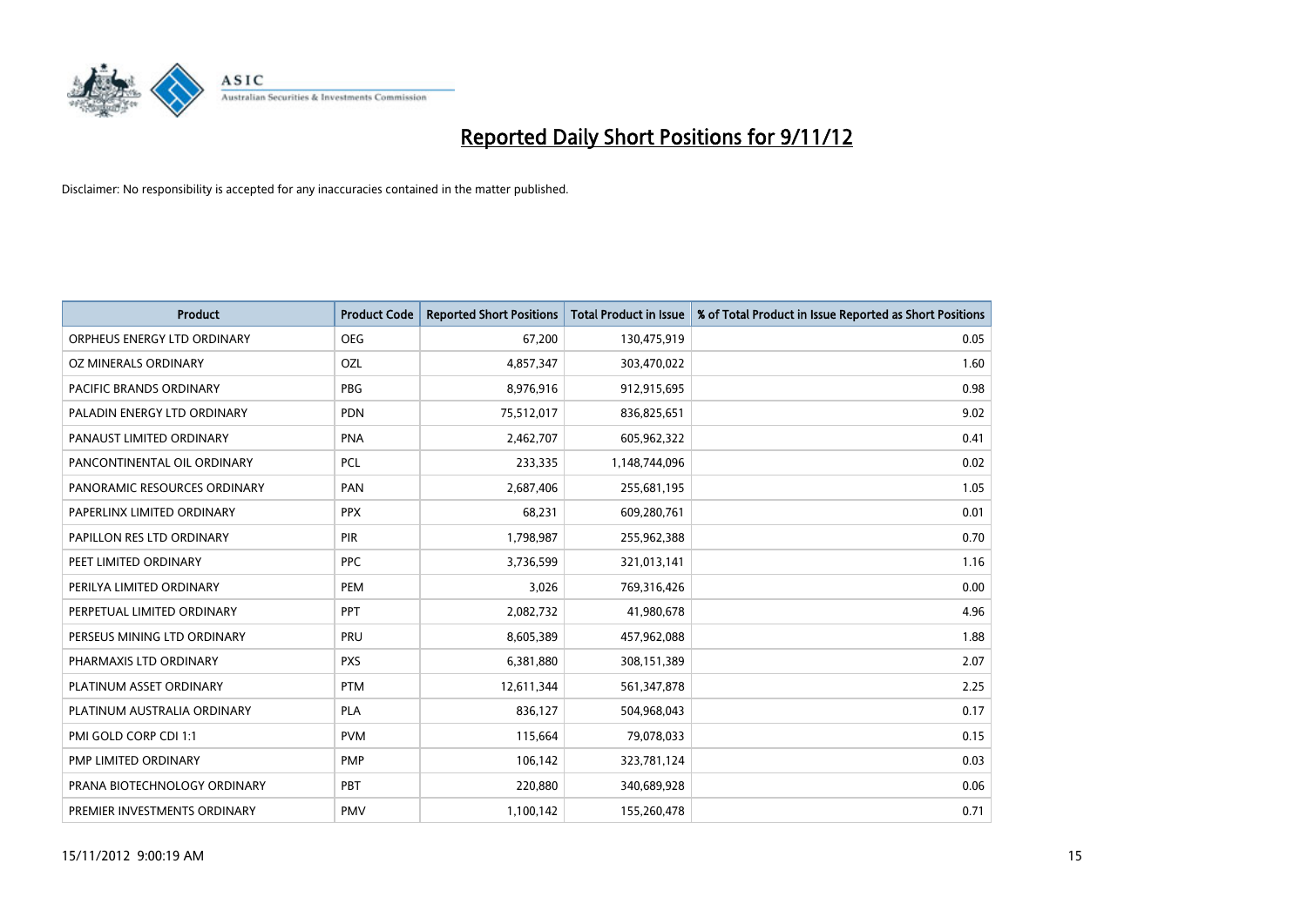# Reported Daily Short Positions for 9/11/12

Disclaimer: No responsibility is accepted for any inaccuracies contained in the matter published.

| Product | Product Code | Reported Short Positions | Total Product in Issue | % of Total Product in Issue Reported as Short Positions |
|---|---|---|---|---|
| ORPHEUS ENERGY LTD ORDINARY | OEG | 67,200 | 130,475,919 | 0.05 |
| OZ MINERALS ORDINARY | OZL | 4,857,347 | 303,470,022 | 1.60 |
| PACIFIC BRANDS ORDINARY | PBG | 8,976,916 | 912,915,695 | 0.98 |
| PALADIN ENERGY LTD ORDINARY | PDN | 75,512,017 | 836,825,651 | 9.02 |
| PANAUST LIMITED ORDINARY | PNA | 2,462,707 | 605,962,322 | 0.41 |
| PANCONTINENTAL OIL ORDINARY | PCL | 233,335 | 1,148,744,096 | 0.02 |
| PANORAMIC RESOURCES ORDINARY | PAN | 2,687,406 | 255,681,195 | 1.05 |
| PAPERLINX LIMITED ORDINARY | PPX | 68,231 | 609,280,761 | 0.01 |
| PAPILLON RES LTD ORDINARY | PIR | 1,798,987 | 255,962,388 | 0.70 |
| PEET LIMITED ORDINARY | PPC | 3,736,599 | 321,013,141 | 1.16 |
| PERILYA LIMITED ORDINARY | PEM | 3,026 | 769,316,426 | 0.00 |
| PERPETUAL LIMITED ORDINARY | PPT | 2,082,732 | 41,980,678 | 4.96 |
| PERSEUS MINING LTD ORDINARY | PRU | 8,605,389 | 457,962,088 | 1.88 |
| PHARMAXIS LTD ORDINARY | PXS | 6,381,880 | 308,151,389 | 2.07 |
| PLATINUM ASSET ORDINARY | PTM | 12,611,344 | 561,347,878 | 2.25 |
| PLATINUM AUSTRALIA ORDINARY | PLA | 836,127 | 504,968,043 | 0.17 |
| PMI GOLD CORP CDI 1:1 | PVM | 115,664 | 79,078,033 | 0.15 |
| PMP LIMITED ORDINARY | PMP | 106,142 | 323,781,124 | 0.03 |
| PRANA BIOTECHNOLOGY ORDINARY | PBT | 220,880 | 340,689,928 | 0.06 |
| PREMIER INVESTMENTS ORDINARY | PMV | 1,100,142 | 155,260,478 | 0.71 |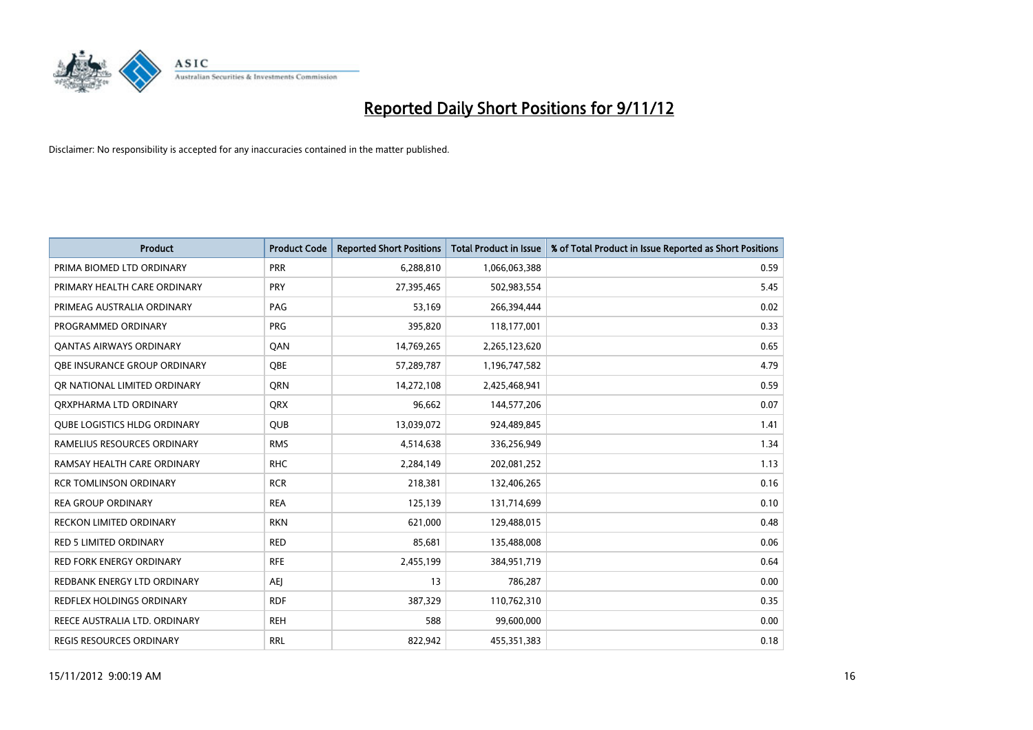# Reported Daily Short Positions for 9/11/12

Disclaimer: No responsibility is accepted for any inaccuracies contained in the matter published.

| Product | Product Code | Reported Short Positions | Total Product in Issue | % of Total Product in Issue Reported as Short Positions |
|---|---|---|---|---|
| PRIMA BIOMED LTD ORDINARY | PRR | 6,288,810 | 1,066,063,388 | 0.59 |
| PRIMARY HEALTH CARE ORDINARY | PRY | 27,395,465 | 502,983,554 | 5.45 |
| PRIMEAG AUSTRALIA ORDINARY | PAG | 53,169 | 266,394,444 | 0.02 |
| PROGRAMMED ORDINARY | PRG | 395,820 | 118,177,001 | 0.33 |
| QANTAS AIRWAYS ORDINARY | QAN | 14,769,265 | 2,265,123,620 | 0.65 |
| QBE INSURANCE GROUP ORDINARY | QBE | 57,289,787 | 1,196,747,582 | 4.79 |
| QR NATIONAL LIMITED ORDINARY | QRN | 14,272,108 | 2,425,468,941 | 0.59 |
| QRXPHARMA LTD ORDINARY | QRX | 96,662 | 144,577,206 | 0.07 |
| QUBE LOGISTICS HLDG ORDINARY | QUB | 13,039,072 | 924,489,845 | 1.41 |
| RAMELIUS RESOURCES ORDINARY | RMS | 4,514,638 | 336,256,949 | 1.34 |
| RAMSAY HEALTH CARE ORDINARY | RHC | 2,284,149 | 202,081,252 | 1.13 |
| RCR TOMLINSON ORDINARY | RCR | 218,381 | 132,406,265 | 0.16 |
| REA GROUP ORDINARY | REA | 125,139 | 131,714,699 | 0.10 |
| RECKON LIMITED ORDINARY | RKN | 621,000 | 129,488,015 | 0.48 |
| RED 5 LIMITED ORDINARY | RED | 85,681 | 135,488,008 | 0.06 |
| RED FORK ENERGY ORDINARY | RFE | 2,455,199 | 384,951,719 | 0.64 |
| REDBANK ENERGY LTD ORDINARY | AEJ | 13 | 786,287 | 0.00 |
| REDFLEX HOLDINGS ORDINARY | RDF | 387,329 | 110,762,310 | 0.35 |
| REECE AUSTRALIA LTD. ORDINARY | REH | 588 | 99,600,000 | 0.00 |
| REGIS RESOURCES ORDINARY | RRL | 822,942 | 455,351,383 | 0.18 |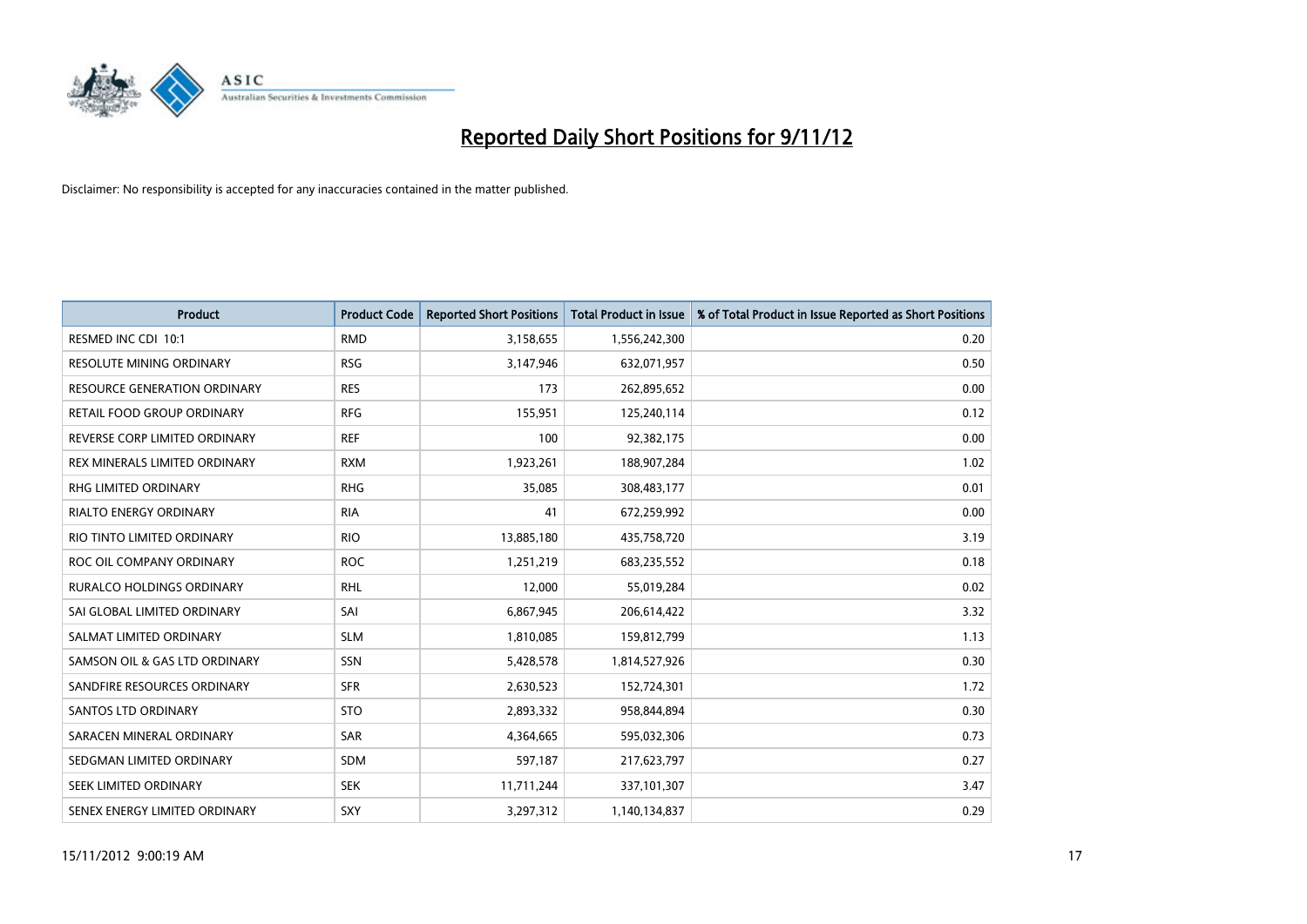# Reported Daily Short Positions for 9/11/12

Disclaimer: No responsibility is accepted for any inaccuracies contained in the matter published.

| Product | Product Code | Reported Short Positions | Total Product in Issue | % of Total Product in Issue Reported as Short Positions |
| --- | --- | --- | --- | --- |
| RESMED INC CDI 10:1 | RMD | 3,158,655 | 1,556,242,300 | 0.20 |
| RESOLUTE MINING ORDINARY | RSG | 3,147,946 | 632,071,957 | 0.50 |
| RESOURCE GENERATION ORDINARY | RES | 173 | 262,895,652 | 0.00 |
| RETAIL FOOD GROUP ORDINARY | RFG | 155,951 | 125,240,114 | 0.12 |
| REVERSE CORP LIMITED ORDINARY | REF | 100 | 92,382,175 | 0.00 |
| REX MINERALS LIMITED ORDINARY | RXM | 1,923,261 | 188,907,284 | 1.02 |
| RHG LIMITED ORDINARY | RHG | 35,085 | 308,483,177 | 0.01 |
| RIALTO ENERGY ORDINARY | RIA | 41 | 672,259,992 | 0.00 |
| RIO TINTO LIMITED ORDINARY | RIO | 13,885,180 | 435,758,720 | 3.19 |
| ROC OIL COMPANY ORDINARY | ROC | 1,251,219 | 683,235,552 | 0.18 |
| RURALCO HOLDINGS ORDINARY | RHL | 12,000 | 55,019,284 | 0.02 |
| SAI GLOBAL LIMITED ORDINARY | SAI | 6,867,945 | 206,614,422 | 3.32 |
| SALMAT LIMITED ORDINARY | SLM | 1,810,085 | 159,812,799 | 1.13 |
| SAMSON OIL & GAS LTD ORDINARY | SSN | 5,428,578 | 1,814,527,926 | 0.30 |
| SANDFIRE RESOURCES ORDINARY | SFR | 2,630,523 | 152,724,301 | 1.72 |
| SANTOS LTD ORDINARY | STO | 2,893,332 | 958,844,894 | 0.30 |
| SARACEN MINERAL ORDINARY | SAR | 4,364,665 | 595,032,306 | 0.73 |
| SEDGMAN LIMITED ORDINARY | SDM | 597,187 | 217,623,797 | 0.27 |
| SEEK LIMITED ORDINARY | SEK | 11,711,244 | 337,101,307 | 3.47 |
| SENEX ENERGY LIMITED ORDINARY | SXY | 3,297,312 | 1,140,134,837 | 0.29 |

15/11/2012 9:00:19 AM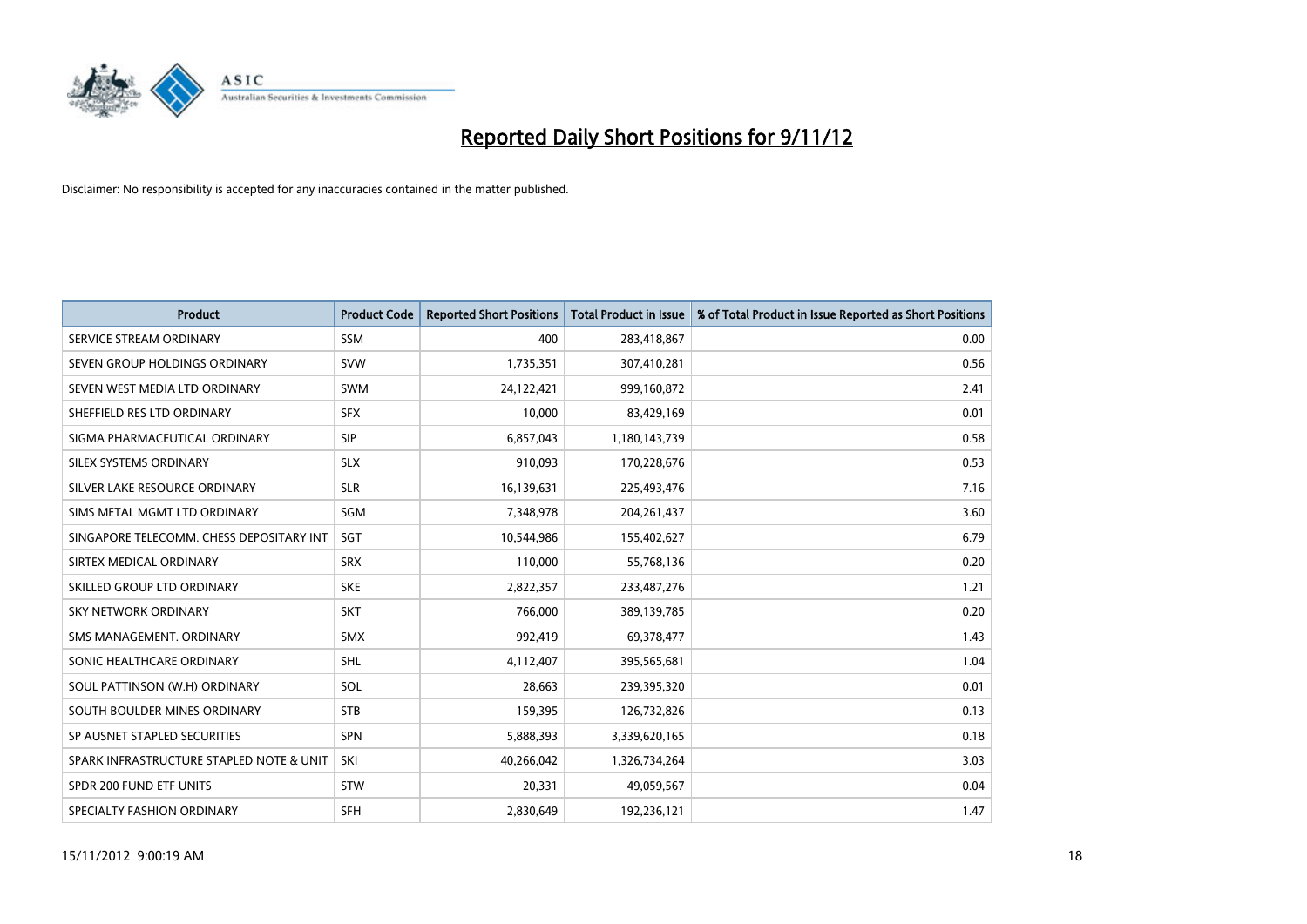# Reported Daily Short Positions for 9/11/12

Disclaimer: No responsibility is accepted for any inaccuracies contained in the matter published.

| Product | Product Code | Reported Short Positions | Total Product in Issue | % of Total Product in Issue Reported as Short Positions |
|---|---|---|---|---|
| SERVICE STREAM ORDINARY | SSM | 400 | 283,418,867 | 0.00 |
| SEVEN GROUP HOLDINGS ORDINARY | SVW | 1,735,351 | 307,410,281 | 0.56 |
| SEVEN WEST MEDIA LTD ORDINARY | SWM | 24,122,421 | 999,160,872 | 2.41 |
| SHEFFIELD RES LTD ORDINARY | SFX | 10,000 | 83,429,169 | 0.01 |
| SIGMA PHARMACEUTICAL ORDINARY | SIP | 6,857,043 | 1,180,143,739 | 0.58 |
| SILEX SYSTEMS ORDINARY | SLX | 910,093 | 170,228,676 | 0.53 |
| SILVER LAKE RESOURCE ORDINARY | SLR | 16,139,631 | 225,493,476 | 7.16 |
| SIMS METAL MGMT LTD ORDINARY | SGM | 7,348,978 | 204,261,437 | 3.60 |
| SINGAPORE TELECOMM. CHESS DEPOSITARY INT | SGT | 10,544,986 | 155,402,627 | 6.79 |
| SIRTEX MEDICAL ORDINARY | SRX | 110,000 | 55,768,136 | 0.20 |
| SKILLED GROUP LTD ORDINARY | SKE | 2,822,357 | 233,487,276 | 1.21 |
| SKY NETWORK ORDINARY | SKT | 766,000 | 389,139,785 | 0.20 |
| SMS MANAGEMENT. ORDINARY | SMX | 992,419 | 69,378,477 | 1.43 |
| SONIC HEALTHCARE ORDINARY | SHL | 4,112,407 | 395,565,681 | 1.04 |
| SOUL PATTINSON (W.H) ORDINARY | SOL | 28,663 | 239,395,320 | 0.01 |
| SOUTH BOULDER MINES ORDINARY | STB | 159,395 | 126,732,826 | 0.13 |
| SP AUSNET STAPLED SECURITIES | SPN | 5,888,393 | 3,339,620,165 | 0.18 |
| SPARK INFRASTRUCTURE STAPLED NOTE & UNIT | SKI | 40,266,042 | 1,326,734,264 | 3.03 |
| SPDR 200 FUND ETF UNITS | STW | 20,331 | 49,059,567 | 0.04 |
| SPECIALTY FASHION ORDINARY | SFH | 2,830,649 | 192,236,121 | 1.47 |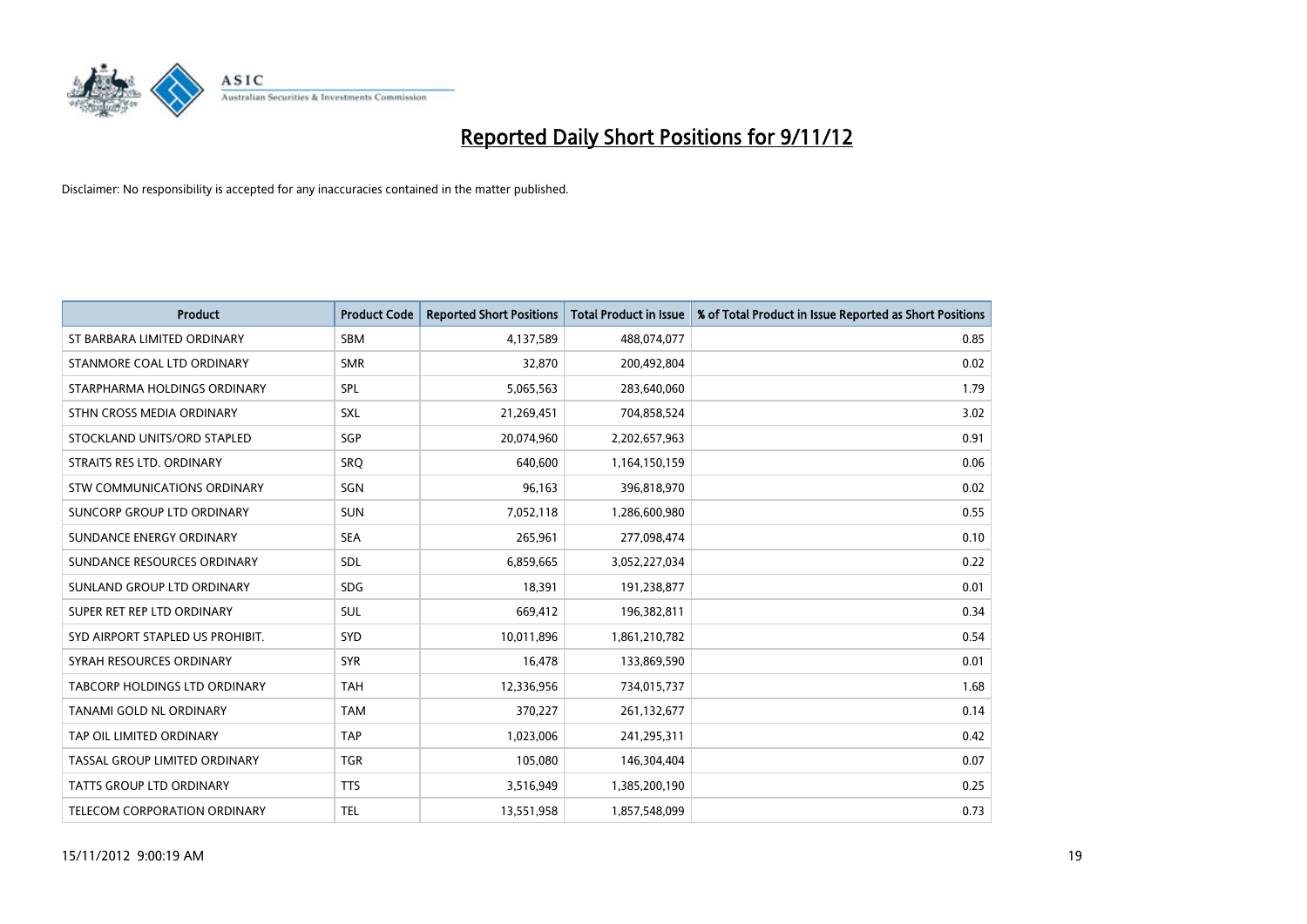# Reported Daily Short Positions for 9/11/12

Disclaimer: No responsibility is accepted for any inaccuracies contained in the matter published.

| Product | Product Code | Reported Short Positions | Total Product in Issue | % of Total Product in Issue Reported as Short Positions |
|---|---|---|---|---|
| ST BARBARA LIMITED ORDINARY | SBM | 4,137,589 | 488,074,077 | 0.85 |
| STANMORE COAL LTD ORDINARY | SMR | 32,870 | 200,492,804 | 0.02 |
| STARPHARMA HOLDINGS ORDINARY | SPL | 5,065,563 | 283,640,060 | 1.79 |
| STHN CROSS MEDIA ORDINARY | SXL | 21,269,451 | 704,858,524 | 3.02 |
| STOCKLAND UNITS/ORD STAPLED | SGP | 20,074,960 | 2,202,657,963 | 0.91 |
| STRAITS RES LTD. ORDINARY | SRQ | 640,600 | 1,164,150,159 | 0.06 |
| STW COMMUNICATIONS ORDINARY | SGN | 96,163 | 396,818,970 | 0.02 |
| SUNCORP GROUP LTD ORDINARY | SUN | 7,052,118 | 1,286,600,980 | 0.55 |
| SUNDANCE ENERGY ORDINARY | SEA | 265,961 | 277,098,474 | 0.10 |
| SUNDANCE RESOURCES ORDINARY | SDL | 6,859,665 | 3,052,227,034 | 0.22 |
| SUNLAND GROUP LTD ORDINARY | SDG | 18,391 | 191,238,877 | 0.01 |
| SUPER RET REP LTD ORDINARY | SUL | 669,412 | 196,382,811 | 0.34 |
| SYD AIRPORT STAPLED US PROHIBIT. | SYD | 10,011,896 | 1,861,210,782 | 0.54 |
| SYRAH RESOURCES ORDINARY | SYR | 16,478 | 133,869,590 | 0.01 |
| TABCORP HOLDINGS LTD ORDINARY | TAH | 12,336,956 | 734,015,737 | 1.68 |
| TANAMI GOLD NL ORDINARY | TAM | 370,227 | 261,132,677 | 0.14 |
| TAP OIL LIMITED ORDINARY | TAP | 1,023,006 | 241,295,311 | 0.42 |
| TASSAL GROUP LIMITED ORDINARY | TGR | 105,080 | 146,304,404 | 0.07 |
| TATTS GROUP LTD ORDINARY | TTS | 3,516,949 | 1,385,200,190 | 0.25 |
| TELECOM CORPORATION ORDINARY | TEL | 13,551,958 | 1,857,548,099 | 0.73 |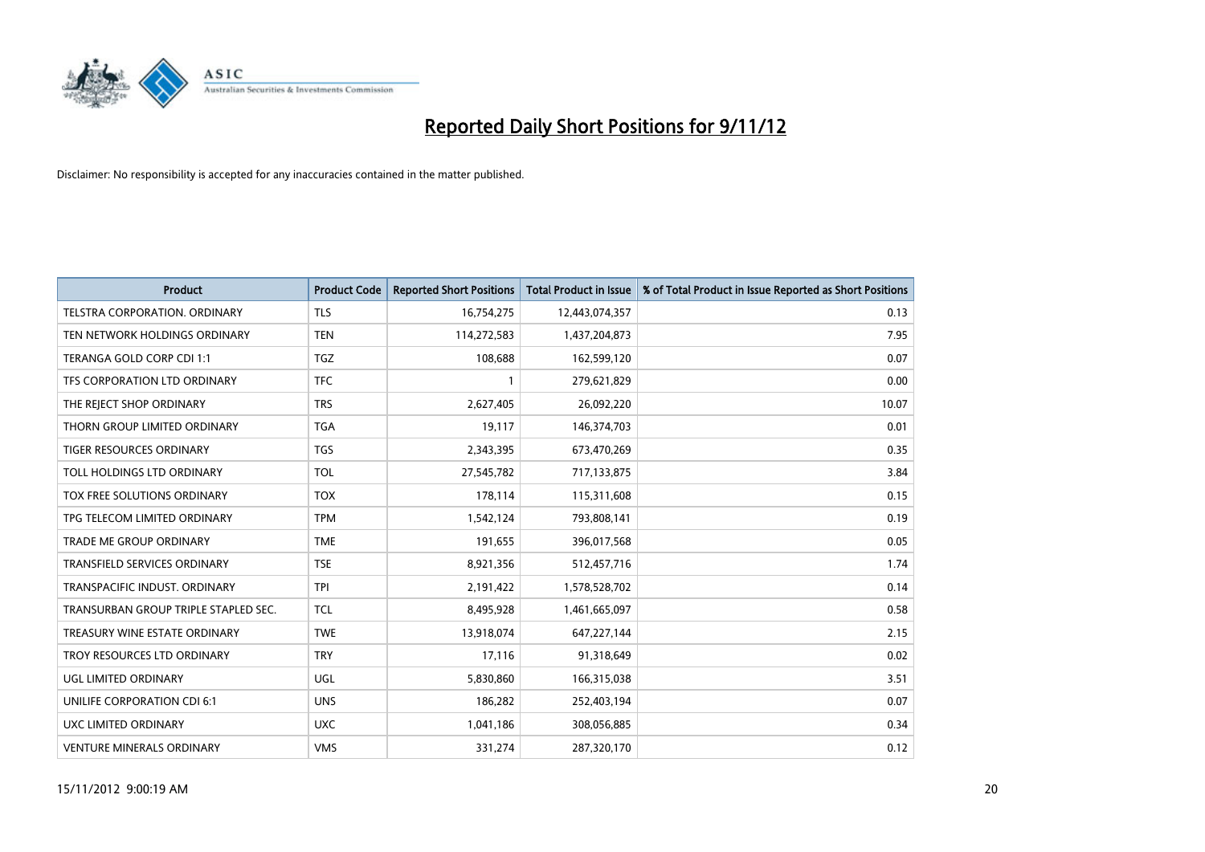# Reported Daily Short Positions for 9/11/12

Disclaimer: No responsibility is accepted for any inaccuracies contained in the matter published.

| Product | Product Code | Reported Short Positions | Total Product in Issue | % of Total Product in Issue Reported as Short Positions |
|---|---|---|---|---|
| TELSTRA CORPORATION. ORDINARY | TLS | 16,754,275 | 12,443,074,357 | 0.13 |
| TEN NETWORK HOLDINGS ORDINARY | TEN | 114,272,583 | 1,437,204,873 | 7.95 |
| TERANGA GOLD CORP CDI 1:1 | TGZ | 108,688 | 162,599,120 | 0.07 |
| TFS CORPORATION LTD ORDINARY | TFC | 1 | 279,621,829 | 0.00 |
| THE REJECT SHOP ORDINARY | TRS | 2,627,405 | 26,092,220 | 10.07 |
| THORN GROUP LIMITED ORDINARY | TGA | 19,117 | 146,374,703 | 0.01 |
| TIGER RESOURCES ORDINARY | TGS | 2,343,395 | 673,470,269 | 0.35 |
| TOLL HOLDINGS LTD ORDINARY | TOL | 27,545,782 | 717,133,875 | 3.84 |
| TOX FREE SOLUTIONS ORDINARY | TOX | 178,114 | 115,311,608 | 0.15 |
| TPG TELECOM LIMITED ORDINARY | TPM | 1,542,124 | 793,808,141 | 0.19 |
| TRADE ME GROUP ORDINARY | TME | 191,655 | 396,017,568 | 0.05 |
| TRANSFIELD SERVICES ORDINARY | TSE | 8,921,356 | 512,457,716 | 1.74 |
| TRANSPACIFIC INDUST. ORDINARY | TPI | 2,191,422 | 1,578,528,702 | 0.14 |
| TRANSURBAN GROUP TRIPLE STAPLED SEC. | TCL | 8,495,928 | 1,461,665,097 | 0.58 |
| TREASURY WINE ESTATE ORDINARY | TWE | 13,918,074 | 647,227,144 | 2.15 |
| TROY RESOURCES LTD ORDINARY | TRY | 17,116 | 91,318,649 | 0.02 |
| UGL LIMITED ORDINARY | UGL | 5,830,860 | 166,315,038 | 3.51 |
| UNILIFE CORPORATION CDI 6:1 | UNS | 186,282 | 252,403,194 | 0.07 |
| UXC LIMITED ORDINARY | UXC | 1,041,186 | 308,056,885 | 0.34 |
| VENTURE MINERALS ORDINARY | VMS | 331,274 | 287,320,170 | 0.12 |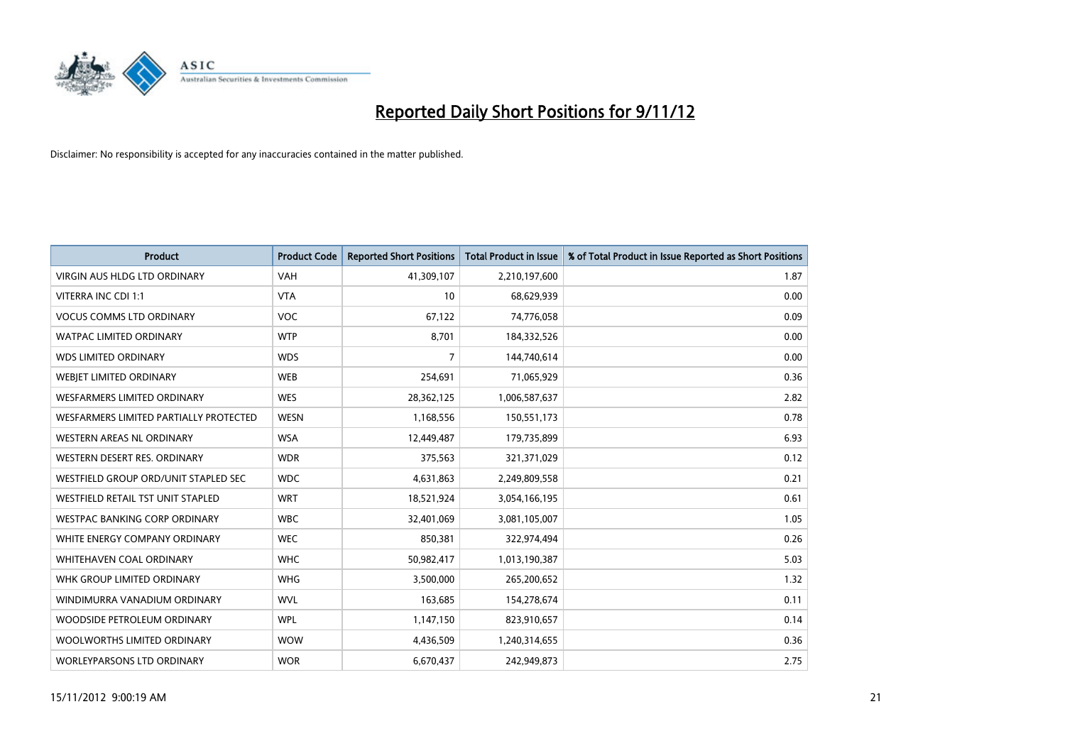# Reported Daily Short Positions for 9/11/12

Disclaimer: No responsibility is accepted for any inaccuracies contained in the matter published.

| Product | Product Code | Reported Short Positions | Total Product in Issue | % of Total Product in Issue Reported as Short Positions |
|---|---|---|---|---|
| VIRGIN AUS HLDG LTD ORDINARY | VAH | 41,309,107 | 2,210,197,600 | 1.87 |
| VITERRA INC CDI 1:1 | VTA | 10 | 68,629,939 | 0.00 |
| VOCUS COMMS LTD ORDINARY | VOC | 67,122 | 74,776,058 | 0.09 |
| WATPAC LIMITED ORDINARY | WTP | 8,701 | 184,332,526 | 0.00 |
| WDS LIMITED ORDINARY | WDS | 7 | 144,740,614 | 0.00 |
| WEBJET LIMITED ORDINARY | WEB | 254,691 | 71,065,929 | 0.36 |
| WESFARMERS LIMITED ORDINARY | WES | 28,362,125 | 1,006,587,637 | 2.82 |
| WESFARMERS LIMITED PARTIALLY PROTECTED | WESN | 1,168,556 | 150,551,173 | 0.78 |
| WESTERN AREAS NL ORDINARY | WSA | 12,449,487 | 179,735,899 | 6.93 |
| WESTERN DESERT RES. ORDINARY | WDR | 375,563 | 321,371,029 | 0.12 |
| WESTFIELD GROUP ORD/UNIT STAPLED SEC | WDC | 4,631,863 | 2,249,809,558 | 0.21 |
| WESTFIELD RETAIL TST UNIT STAPLED | WRT | 18,521,924 | 3,054,166,195 | 0.61 |
| WESTPAC BANKING CORP ORDINARY | WBC | 32,401,069 | 3,081,105,007 | 1.05 |
| WHITE ENERGY COMPANY ORDINARY | WEC | 850,381 | 322,974,494 | 0.26 |
| WHITEHAVEN COAL ORDINARY | WHC | 50,982,417 | 1,013,190,387 | 5.03 |
| WHK GROUP LIMITED ORDINARY | WHG | 3,500,000 | 265,200,652 | 1.32 |
| WINDIMURRA VANADIUM ORDINARY | WVL | 163,685 | 154,278,674 | 0.11 |
| WOODSIDE PETROLEUM ORDINARY | WPL | 1,147,150 | 823,910,657 | 0.14 |
| WOOLWORTHS LIMITED ORDINARY | WOW | 4,436,509 | 1,240,314,655 | 0.36 |
| WORLEYPARSONS LTD ORDINARY | WOR | 6,670,437 | 242,949,873 | 2.75 |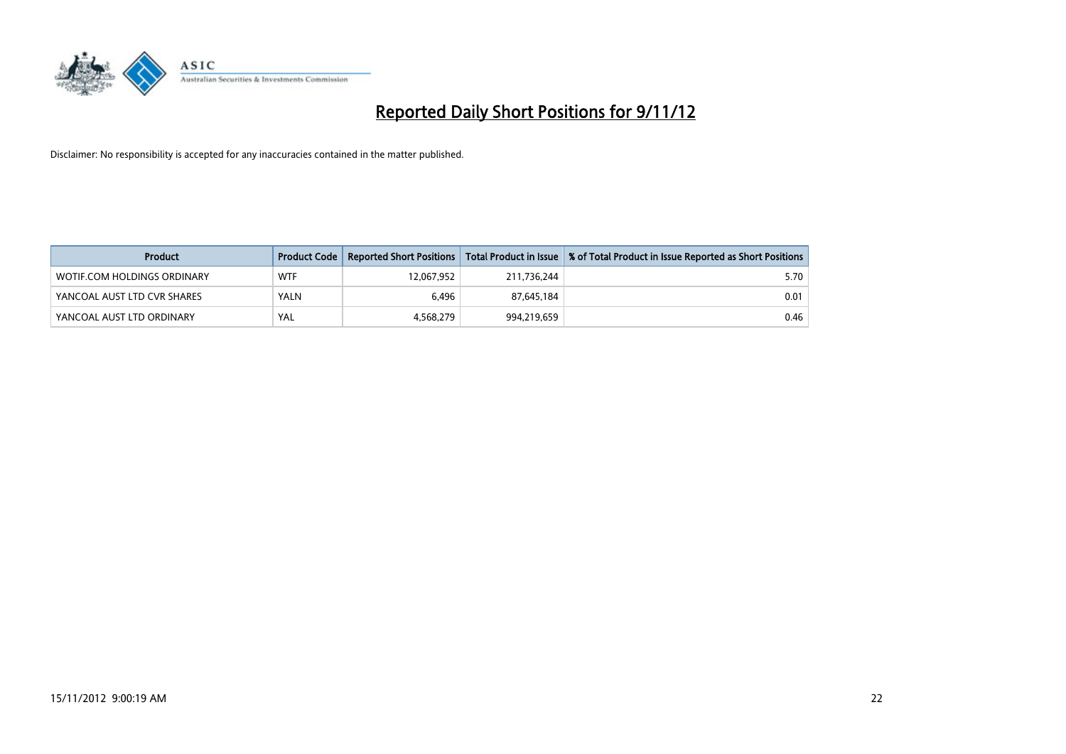# Reported Daily Short Positions for 9/11/12

Disclaimer: No responsibility is accepted for any inaccuracies contained in the matter published.

| Product | Product Code | Reported Short Positions | Total Product in Issue | % of Total Product in Issue Reported as Short Positions |
|---|---|---|---|---|
| WOTIF.COM HOLDINGS ORDINARY | WTF | 12,067,952 | 211,736,244 | 5.70 |
| YANCOAL AUST LTD CVR SHARES | YALN | 6,496 | 87,645,184 | 0.01 |
| YANCOAL AUST LTD ORDINARY | YAL | 4,568,279 | 994,219,659 | 0.46 |

15/11/2012 9:00:19 AM